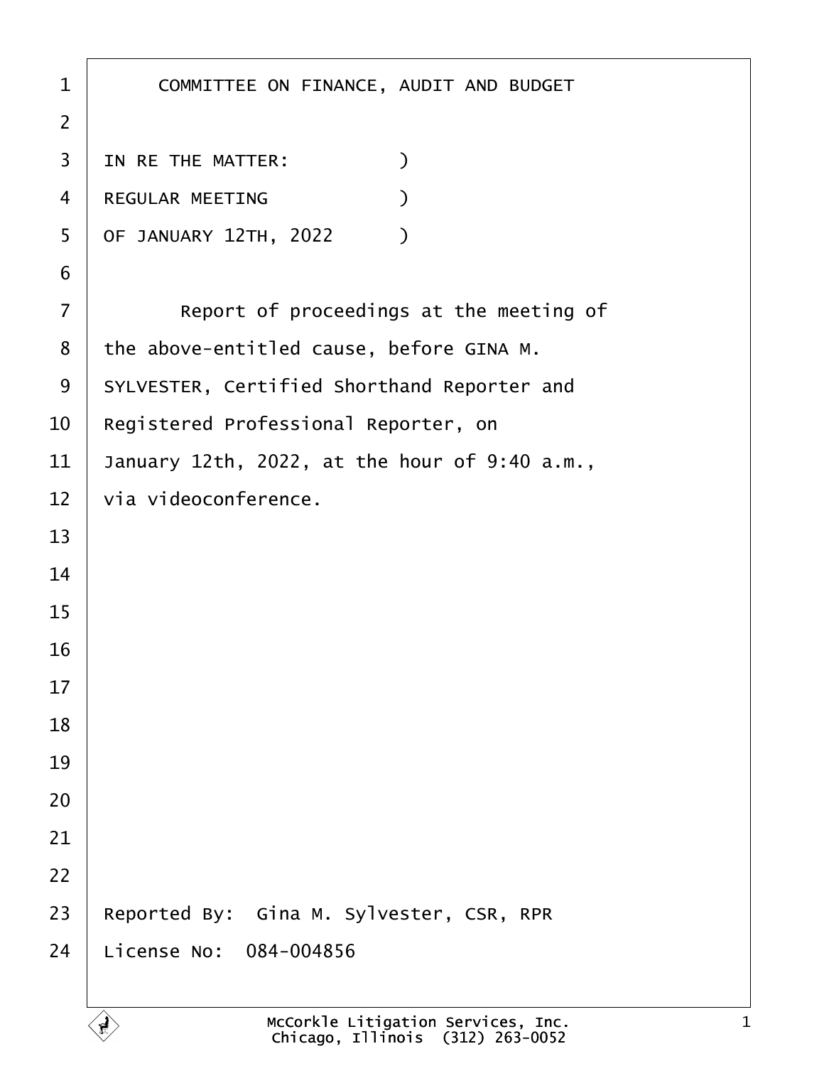COMMITTEE ON FINANCE, AUDIT AND BUDGET

IN RE THE MATTER: )
REGULAR MEETING )
OF JANUARY 12TH, 2022 )

Report of proceedings at the meeting of the above-entitled cause, before GINA M. SYLVESTER, Certified Shorthand Reporter and Registered Professional Reporter, on January 12th, 2022, at the hour of 9:40 a.m., via videoconference.

Reported By: Gina M. Sylvester, CSR, RPR
License No: 084-004856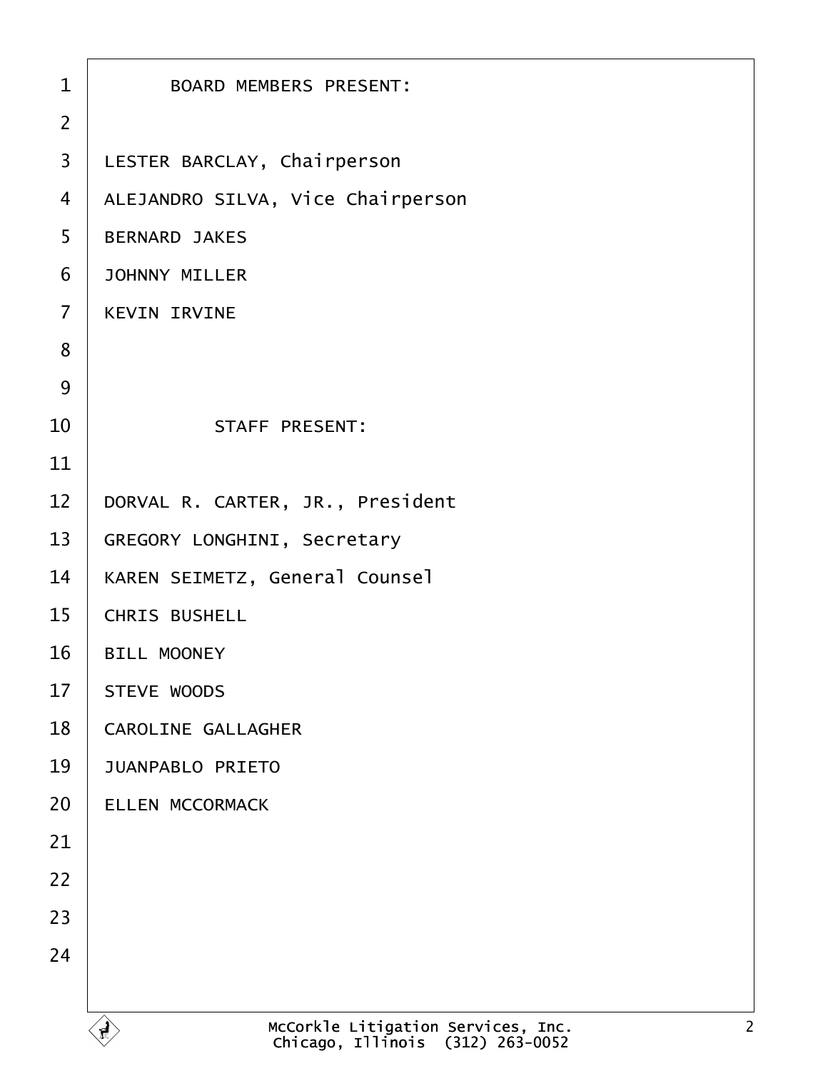BOARD MEMBERS PRESENT:

LESTER BARCLAY, Chairperson
ALEJANDRO SILVA, Vice Chairperson
BERNARD JAKES
JOHNNY MILLER
KEVIN IRVINE

STAFF PRESENT:

DORVAL R. CARTER, JR., President
GREGORY LONGHINI, Secretary
KAREN SEIMETZ, General Counsel
CHRIS BUSHELL
BILL MOONEY
STEVE WOODS
CAROLINE GALLAGHER
JUANPABLO PRIETO
ELLEN MCCORMACK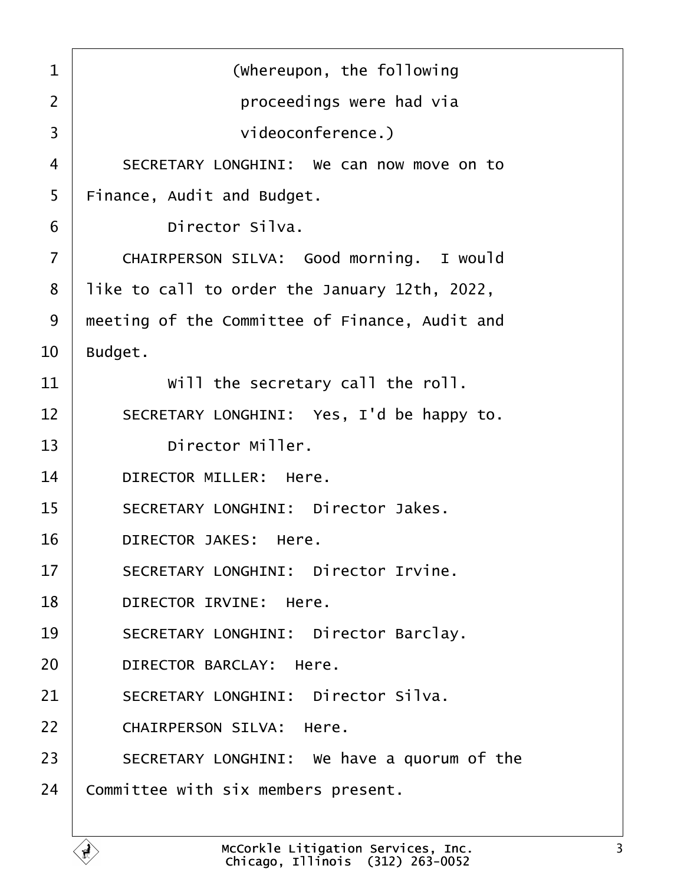(Whereupon, the following proceedings were had via videoconference.)

SECRETARY LONGHINI: We can now move on to Finance, Audit and Budget.

Director Silva.

CHAIRPERSON SILVA: Good morning. I would like to call to order the January 12th, 2022, meeting of the Committee of Finance, Audit and Budget.

Will the secretary call the roll.

SECRETARY LONGHINI: Yes, I'd be happy to.

Director Miller.

DIRECTOR MILLER: Here.

SECRETARY LONGHINI: Director Jakes.

DIRECTOR JAKES: Here.

SECRETARY LONGHINI: Director Irvine.

DIRECTOR IRVINE: Here.

SECRETARY LONGHINI: Director Barclay.

DIRECTOR BARCLAY: Here.

SECRETARY LONGHINI: Director Silva.

CHAIRPERSON SILVA: Here.

SECRETARY LONGHINI: We have a quorum of the Committee with six members present.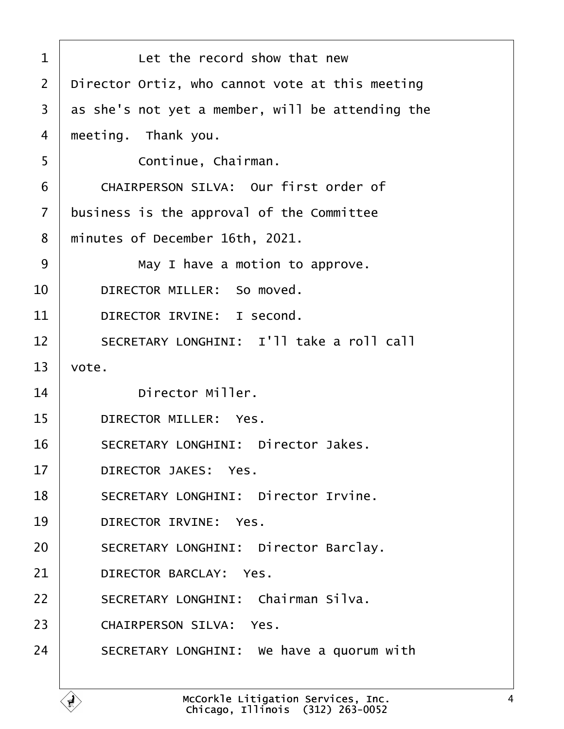1 Let the record show that new
2 Director Ortiz, who cannot vote at this meeting
3 as she's not yet a member, will be attending the
4 meeting. Thank you.
5 Continue, Chairman.
6 CHAIRPERSON SILVA: Our first order of
7 business is the approval of the Committee
8 minutes of December 16th, 2021.
9 May I have a motion to approve.
10 DIRECTOR MILLER: So moved.
11 DIRECTOR IRVINE: I second.
12 SECRETARY LONGHINI: I'll take a roll call
13 vote.
14 Director Miller.
15 DIRECTOR MILLER: Yes.
16 SECRETARY LONGHINI: Director Jakes.
17 DIRECTOR JAKES: Yes.
18 SECRETARY LONGHINI: Director Irvine.
19 DIRECTOR IRVINE: Yes.
20 SECRETARY LONGHINI: Director Barclay.
21 DIRECTOR BARCLAY: Yes.
22 SECRETARY LONGHINI: Chairman Silva.
23 CHAIRPERSON SILVA: Yes.
24 SECRETARY LONGHINI: We have a quorum with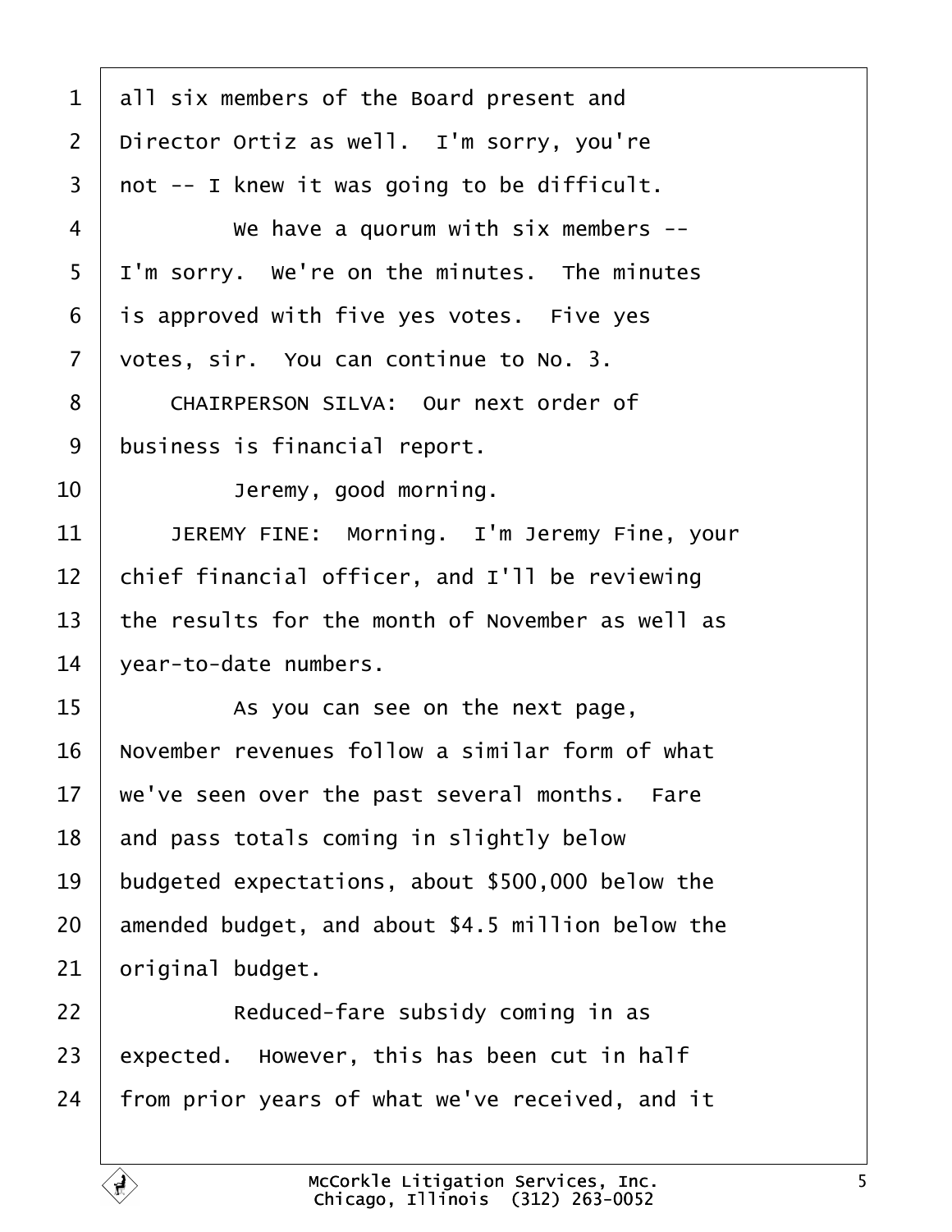all six members of the Board present and Director Ortiz as well. I'm sorry, you're not -- I knew it was going to be difficult.

We have a quorum with six members -- I'm sorry. We're on the minutes. The minutes is approved with five yes votes. Five yes votes, sir. You can continue to No. 3.

CHAIRPERSON SILVA: Our next order of business is financial report.

Jeremy, good morning.

JEREMY FINE: Morning. I'm Jeremy Fine, your chief financial officer, and I'll be reviewing the results for the month of November as well as year-to-date numbers.

As you can see on the next page, November revenues follow a similar form of what we've seen over the past several months. Fare and pass totals coming in slightly below budgeted expectations, about $500,000 below the amended budget, and about $4.5 million below the original budget.

Reduced-fare subsidy coming in as expected. However, this has been cut in half from prior years of what we've received, and it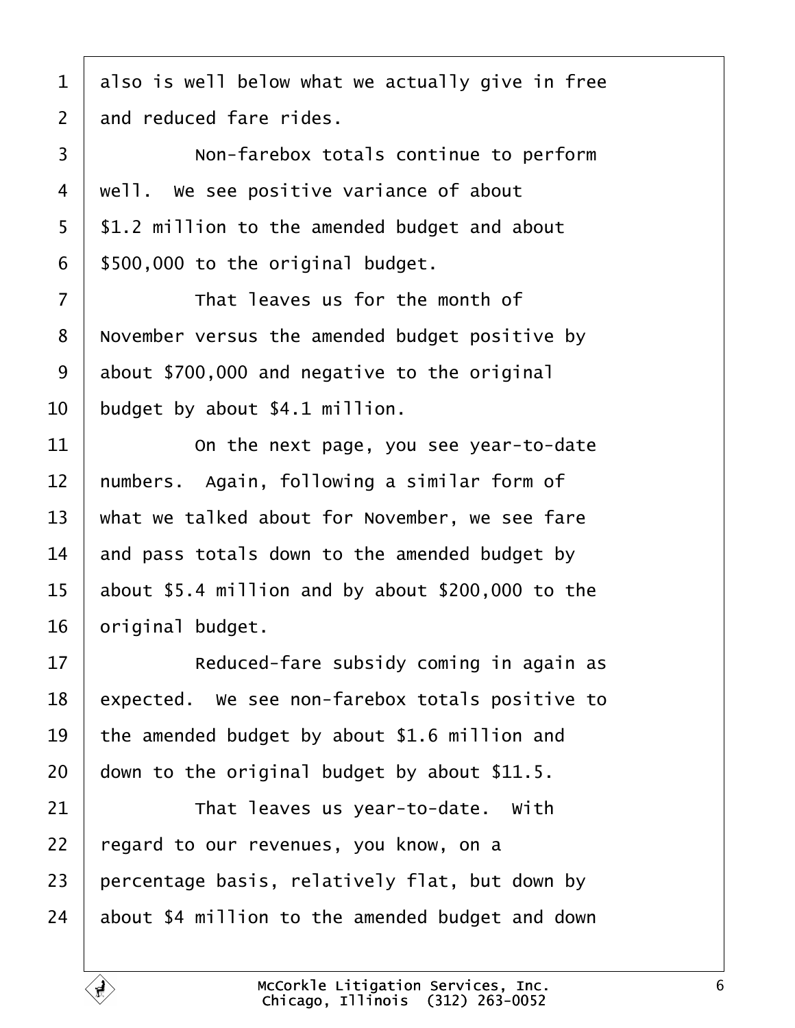1 also is well below what we actually give in free
2 and reduced fare rides.
3 Non-farebox totals continue to perform
4 well. We see positive variance of about
5 $1.2 million to the amended budget and about
6 $500,000 to the original budget.
7 That leaves us for the month of
8 November versus the amended budget positive by
9 about $700,000 and negative to the original
10 budget by about $4.1 million.
11 On the next page, you see year-to-date
12 numbers. Again, following a similar form of
13 what we talked about for November, we see fare
14 and pass totals down to the amended budget by
15 about $5.4 million and by about $200,000 to the
16 original budget.
17 Reduced-fare subsidy coming in again as
18 expected. We see non-farebox totals positive to
19 the amended budget by about $1.6 million and
20 down to the original budget by about $11.5.
21 That leaves us year-to-date. With
22 regard to our revenues, you know, on a
23 percentage basis, relatively flat, but down by
24 about $4 million to the amended budget and down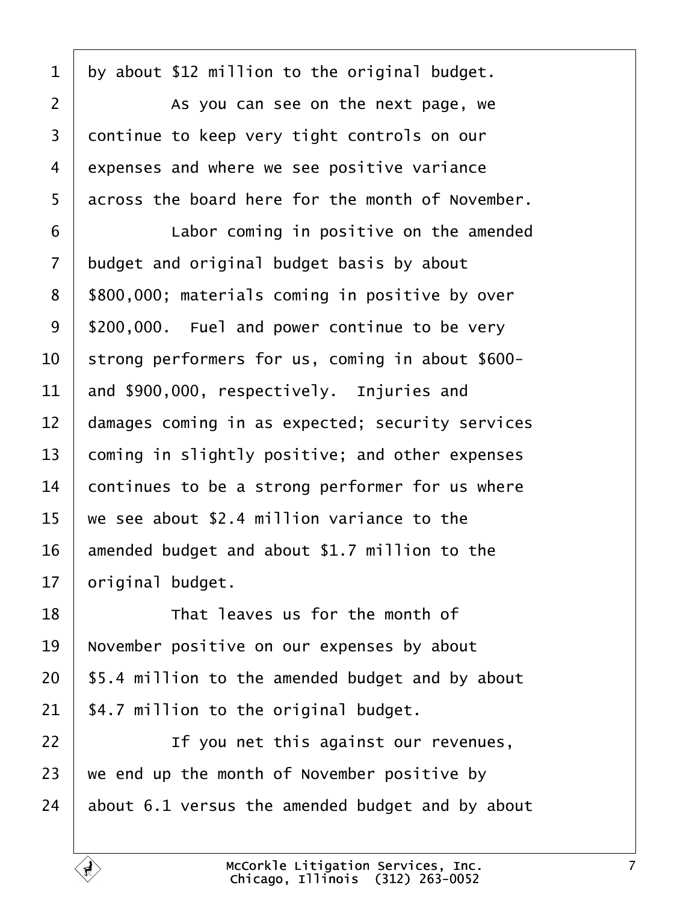by about $12 million to the original budget.

As you can see on the next page, we continue to keep very tight controls on our expenses and where we see positive variance across the board here for the month of November.

Labor coming in positive on the amended budget and original budget basis by about $800,000; materials coming in positive by over $200,000. Fuel and power continue to be very strong performers for us, coming in about $600- and $900,000, respectively. Injuries and damages coming in as expected; security services coming in slightly positive; and other expenses continues to be a strong performer for us where we see about $2.4 million variance to the amended budget and about $1.7 million to the original budget.

That leaves us for the month of November positive on our expenses by about $5.4 million to the amended budget and by about $4.7 million to the original budget.

If you net this against our revenues, we end up the month of November positive by about 6.1 versus the amended budget and by about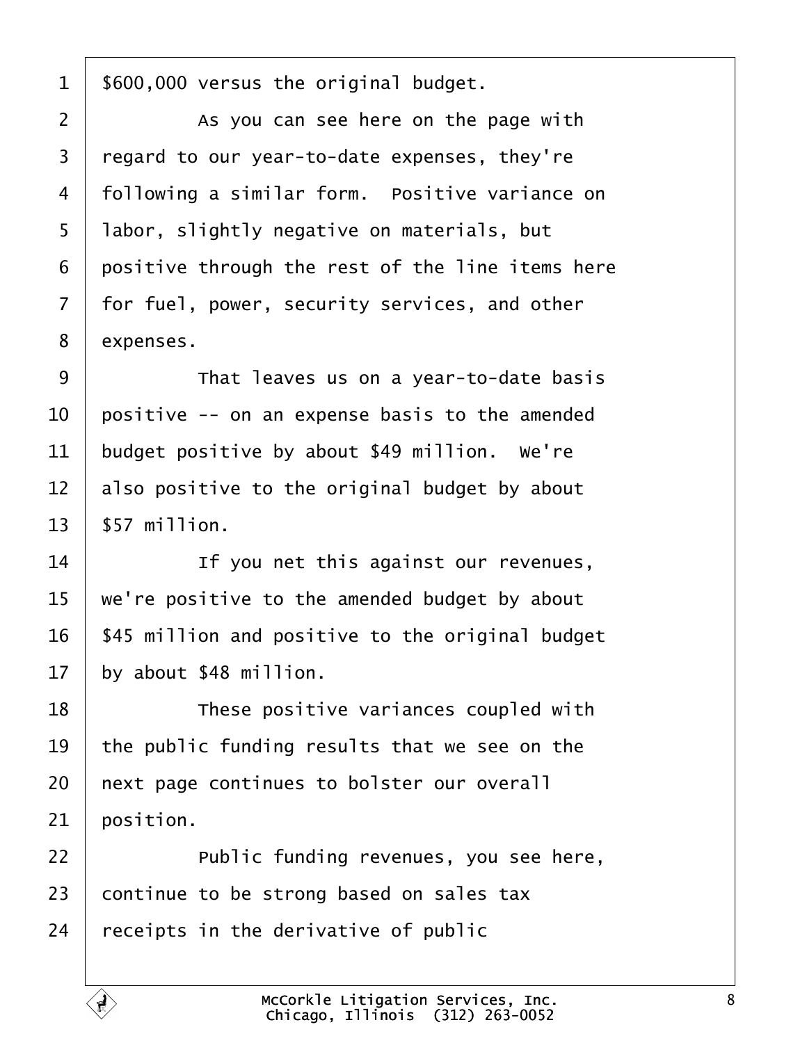$600,000 versus the original budget.

As you can see here on the page with regard to our year-to-date expenses, they're following a similar form. Positive variance on labor, slightly negative on materials, but positive through the rest of the line items here for fuel, power, security services, and other expenses.

That leaves us on a year-to-date basis positive -- on an expense basis to the amended budget positive by about $49 million. We're also positive to the original budget by about $57 million.

If you net this against our revenues, we're positive to the amended budget by about $45 million and positive to the original budget by about $48 million.

These positive variances coupled with the public funding results that we see on the next page continues to bolster our overall position.

Public funding revenues, you see here, continue to be strong based on sales tax receipts in the derivative of public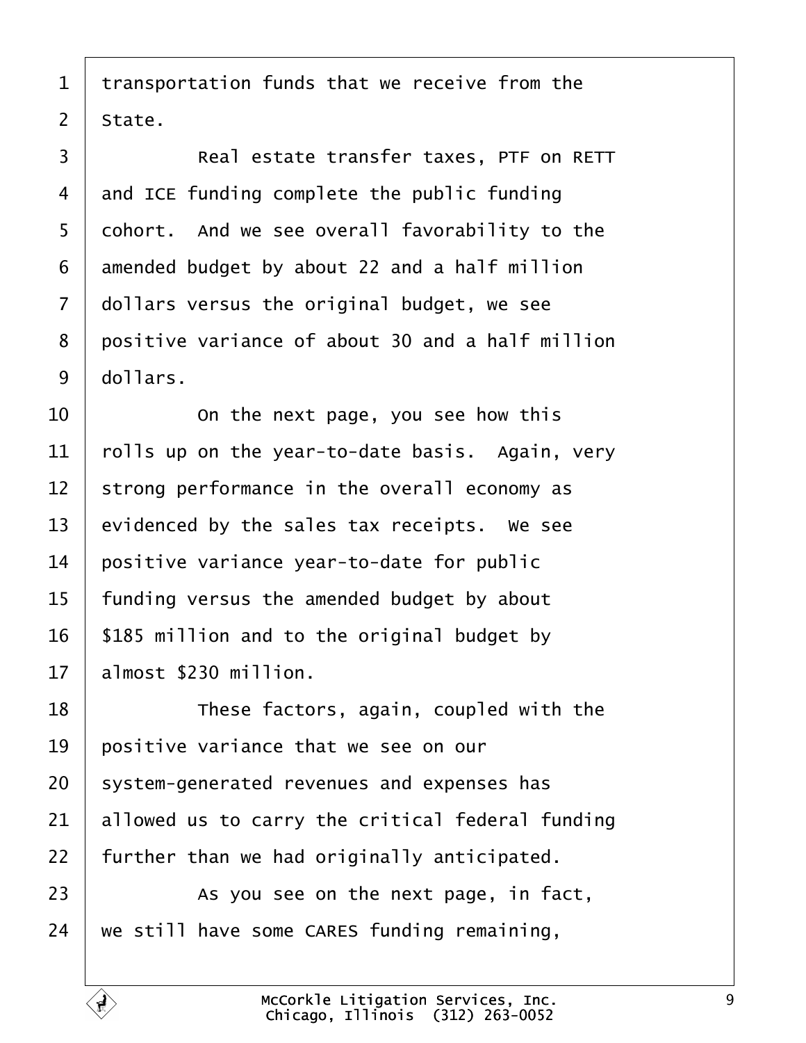1 transportation funds that we receive from the
2 State.
3 Real estate transfer taxes, PTF on RETT
4 and ICE funding complete the public funding
5 cohort. And we see overall favorability to the
6 amended budget by about 22 and a half million
7 dollars versus the original budget, we see
8 positive variance of about 30 and a half million
9 dollars.
10 On the next page, you see how this
11 rolls up on the year-to-date basis. Again, very
12 strong performance in the overall economy as
13 evidenced by the sales tax receipts. We see
14 positive variance year-to-date for public
15 funding versus the amended budget by about
16 $185 million and to the original budget by
17 almost $230 million.
18 These factors, again, coupled with the
19 positive variance that we see on our
20 system-generated revenues and expenses has
21 allowed us to carry the critical federal funding
22 further than we had originally anticipated.
23 As you see on the next page, in fact,
24 we still have some CARES funding remaining,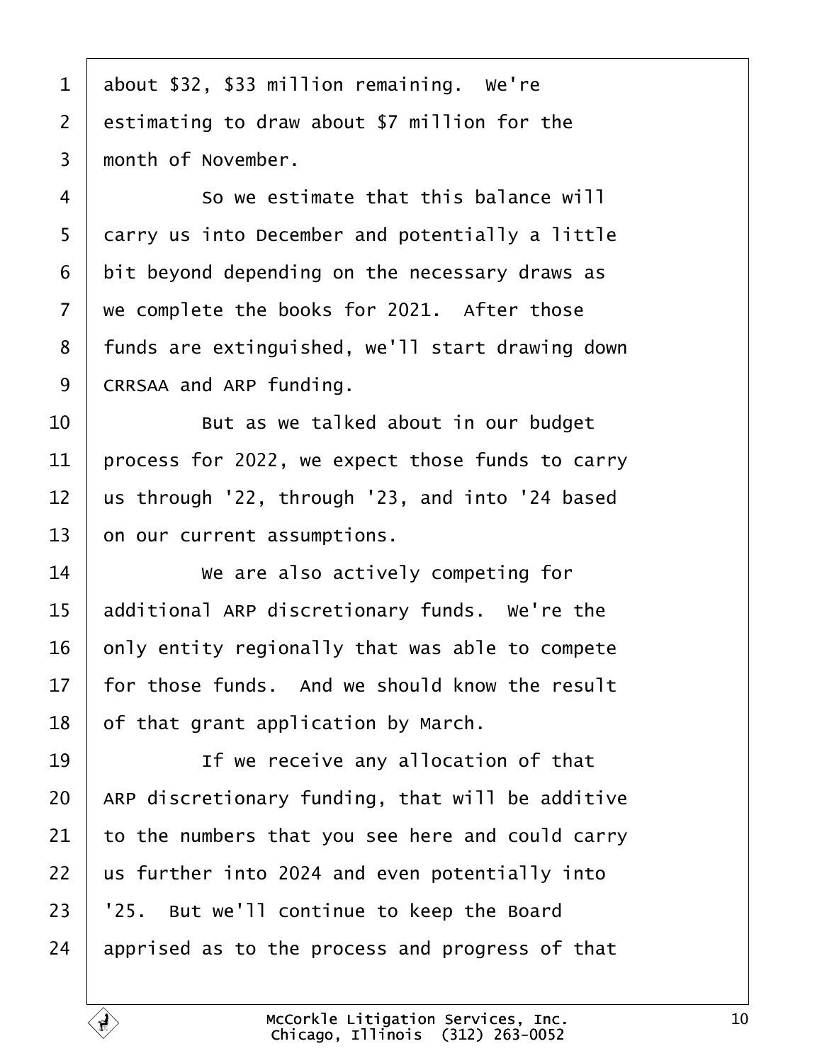about $32, $33 million remaining. We're estimating to draw about $7 million for the month of November.

So we estimate that this balance will carry us into December and potentially a little bit beyond depending on the necessary draws as we complete the books for 2021. After those funds are extinguished, we'll start drawing down CRRSAA and ARP funding.

But as we talked about in our budget process for 2022, we expect those funds to carry us through '22, through '23, and into '24 based on our current assumptions.

We are also actively competing for additional ARP discretionary funds. We're the only entity regionally that was able to compete for those funds. And we should know the result of that grant application by March.

If we receive any allocation of that ARP discretionary funding, that will be additive to the numbers that you see here and could carry us further into 2024 and even potentially into '25. But we'll continue to keep the Board apprised as to the process and progress of that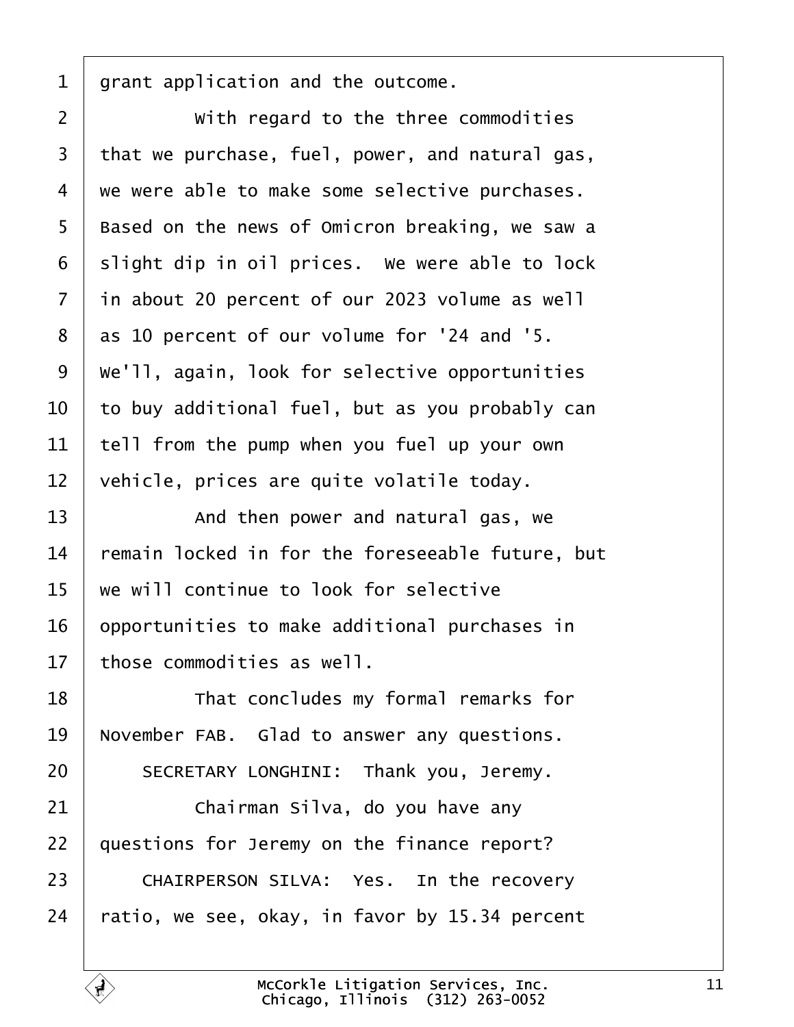grant application and the outcome.

With regard to the three commodities that we purchase, fuel, power, and natural gas, we were able to make some selective purchases. Based on the news of Omicron breaking, we saw a slight dip in oil prices. We were able to lock in about 20 percent of our 2023 volume as well as 10 percent of our volume for '24 and '5. We'll, again, look for selective opportunities to buy additional fuel, but as you probably can tell from the pump when you fuel up your own vehicle, prices are quite volatile today.

And then power and natural gas, we remain locked in for the foreseeable future, but we will continue to look for selective opportunities to make additional purchases in those commodities as well.

That concludes my formal remarks for November FAB. Glad to answer any questions.

SECRETARY LONGHINI: Thank you, Jeremy.

Chairman Silva, do you have any questions for Jeremy on the finance report?

CHAIRPERSON SILVA: Yes. In the recovery ratio, we see, okay, in favor by 15.34 percent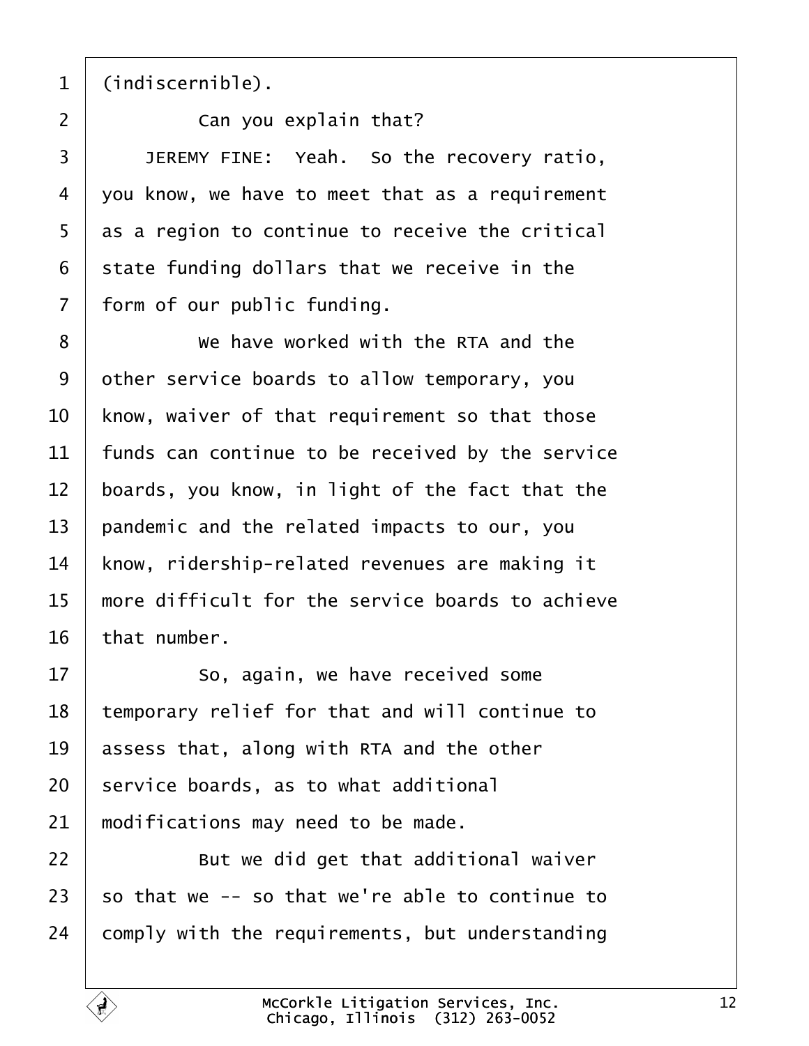(indiscernible).

Can you explain that?

JEREMY FINE: Yeah. So the recovery ratio, you know, we have to meet that as a requirement as a region to continue to receive the critical state funding dollars that we receive in the form of our public funding.

We have worked with the RTA and the other service boards to allow temporary, you know, waiver of that requirement so that those funds can continue to be received by the service boards, you know, in light of the fact that the pandemic and the related impacts to our, you know, ridership-related revenues are making it more difficult for the service boards to achieve that number.

So, again, we have received some temporary relief for that and will continue to assess that, along with RTA and the other service boards, as to what additional modifications may need to be made.

But we did get that additional waiver so that we -- so that we're able to continue to comply with the requirements, but understanding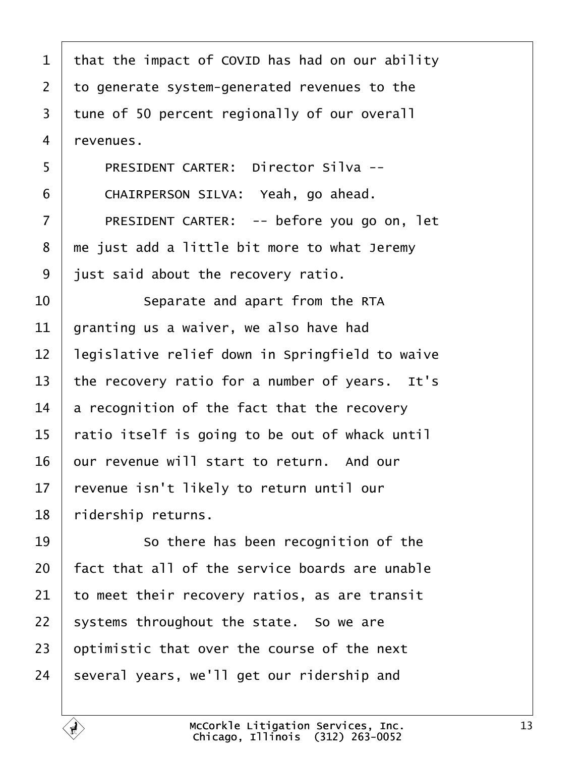1 that the impact of COVID has had on our ability
2 to generate system-generated revenues to the
3 tune of 50 percent regionally of our overall
4 revenues.
5 PRESIDENT CARTER: Director Silva --
6 CHAIRPERSON SILVA: Yeah, go ahead.
7 PRESIDENT CARTER: -- before you go on, let
8 me just add a little bit more to what Jeremy
9 just said about the recovery ratio.
10 Separate and apart from the RTA
11 granting us a waiver, we also have had
12 legislative relief down in Springfield to waive
13 the recovery ratio for a number of years. It's
14 a recognition of the fact that the recovery
15 ratio itself is going to be out of whack until
16 our revenue will start to return. And our
17 revenue isn't likely to return until our
18 ridership returns.
19 So there has been recognition of the
20 fact that all of the service boards are unable
21 to meet their recovery ratios, as are transit
22 systems throughout the state. So we are
23 optimistic that over the course of the next
24 several years, we'll get our ridership and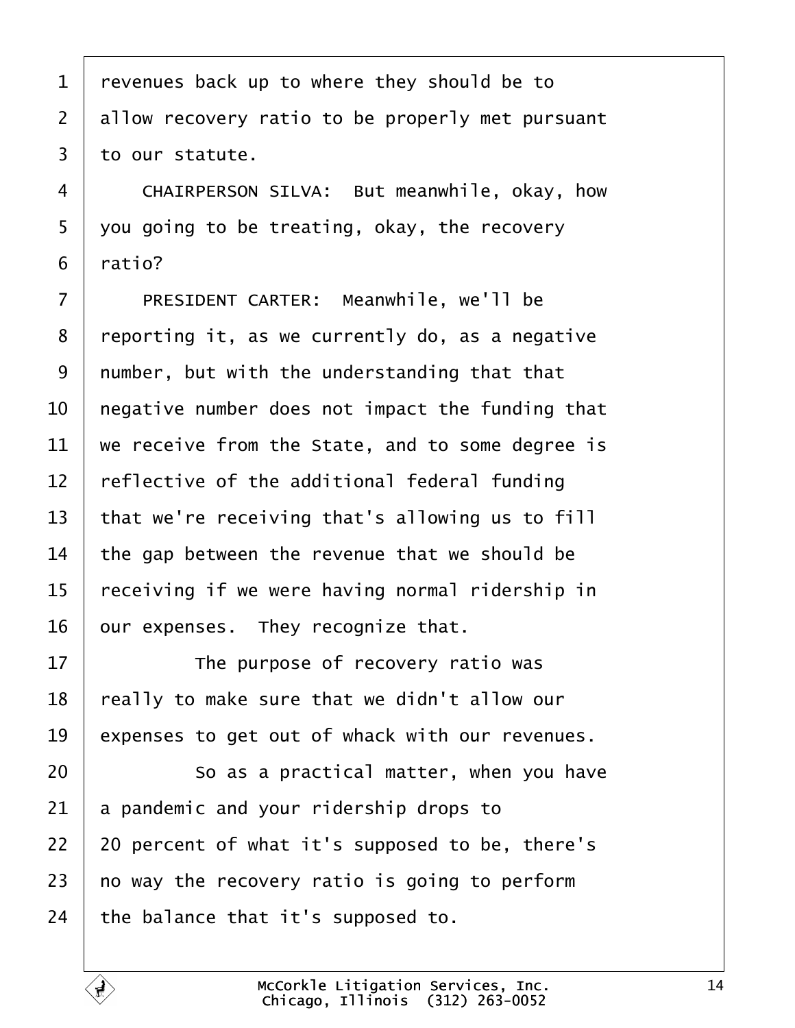revenues back up to where they should be to allow recovery ratio to be properly met pursuant to our statute.

CHAIRPERSON SILVA: But meanwhile, okay, how you going to be treating, okay, the recovery ratio?

PRESIDENT CARTER: Meanwhile, we'll be reporting it, as we currently do, as a negative number, but with the understanding that that negative number does not impact the funding that we receive from the State, and to some degree is reflective of the additional federal funding that we're receiving that's allowing us to fill the gap between the revenue that we should be receiving if we were having normal ridership in our expenses. They recognize that.

The purpose of recovery ratio was really to make sure that we didn't allow our expenses to get out of whack with our revenues.

So as a practical matter, when you have a pandemic and your ridership drops to 20 percent of what it's supposed to be, there's no way the recovery ratio is going to perform the balance that it's supposed to.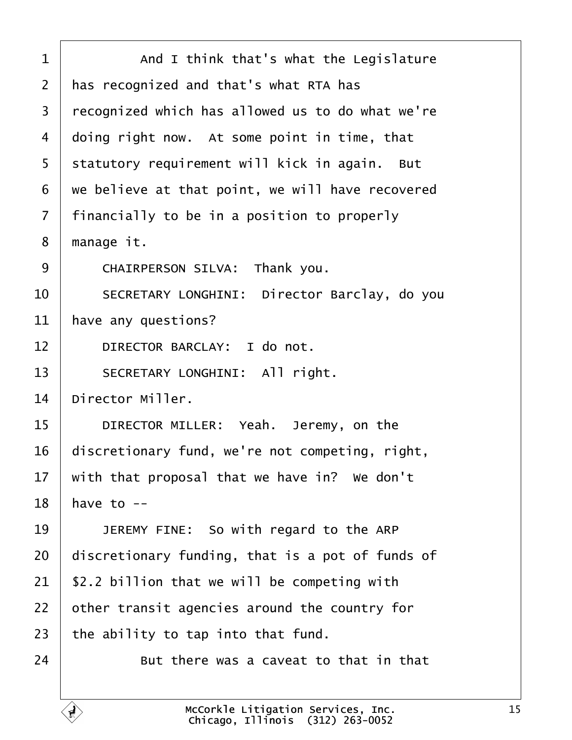And I think that's what the Legislature has recognized and that's what RTA has recognized which has allowed us to do what we're doing right now. At some point in time, that statutory requirement will kick in again. But we believe at that point, we will have recovered financially to be in a position to properly manage it.

CHAIRPERSON SILVA: Thank you.

SECRETARY LONGHINI: Director Barclay, do you have any questions?

DIRECTOR BARCLAY: I do not.

SECRETARY LONGHINI: All right. Director Miller.

DIRECTOR MILLER: Yeah. Jeremy, on the discretionary fund, we're not competing, right, with that proposal that we have in? We don't have to --

JEREMY FINE: So with regard to the ARP discretionary funding, that is a pot of funds of $2.2 billion that we will be competing with other transit agencies around the country for the ability to tap into that fund.

But there was a caveat to that in that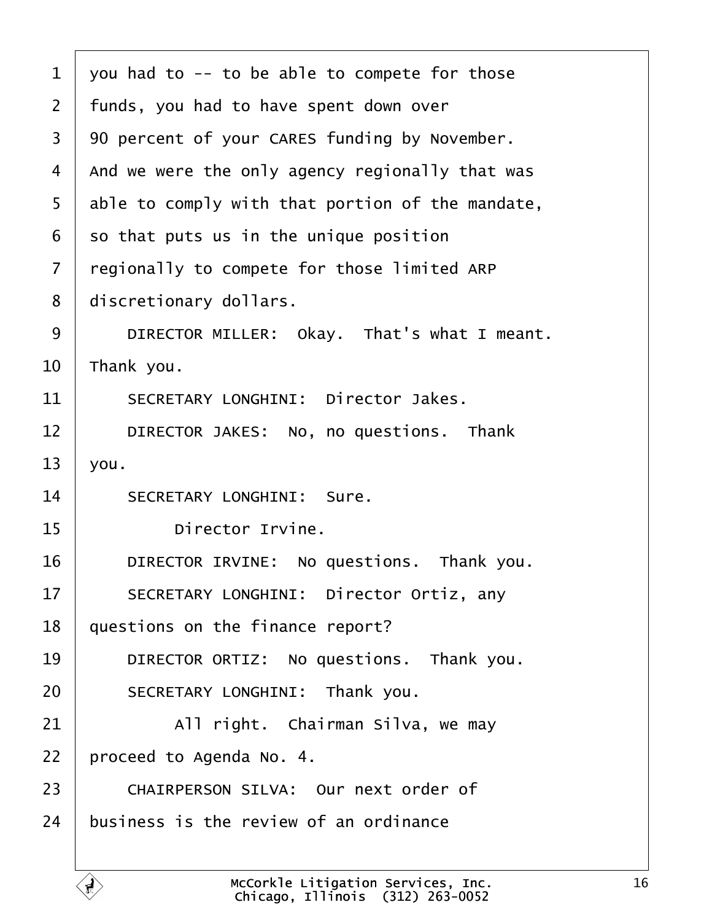you had to -- to be able to compete for those funds, you had to have spent down over 90 percent of your CARES funding by November. And we were the only agency regionally that was able to comply with that portion of the mandate, so that puts us in the unique position regionally to compete for those limited ARP discretionary dollars.

DIRECTOR MILLER: Okay. That's what I meant. Thank you.

SECRETARY LONGHINI: Director Jakes.

DIRECTOR JAKES: No, no questions. Thank you.

SECRETARY LONGHINI: Sure.

Director Irvine.

DIRECTOR IRVINE: No questions. Thank you.

SECRETARY LONGHINI: Director Ortiz, any questions on the finance report?

DIRECTOR ORTIZ: No questions. Thank you.

SECRETARY LONGHINI: Thank you.

All right. Chairman Silva, we may proceed to Agenda No. 4.

CHAIRPERSON SILVA: Our next order of business is the review of an ordinance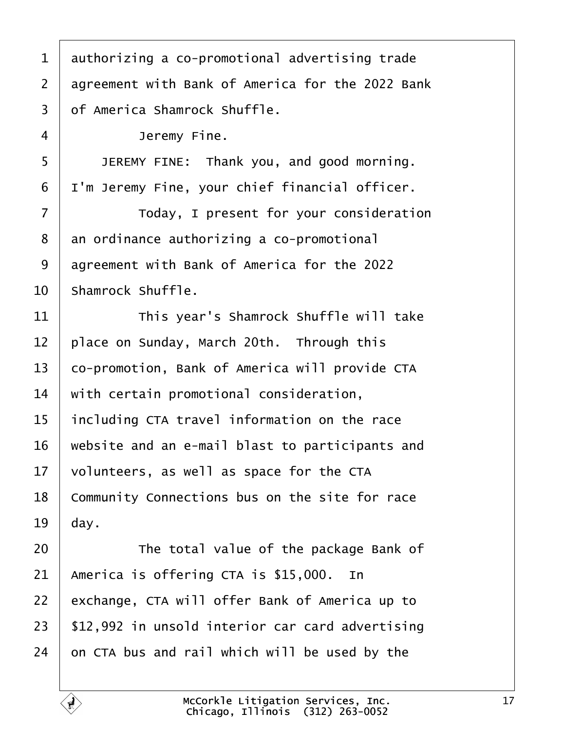authorizing a co-promotional advertising trade agreement with Bank of America for the 2022 Bank of America Shamrock Shuffle.

Jeremy Fine.

JEREMY FINE: Thank you, and good morning. I'm Jeremy Fine, your chief financial officer.

Today, I present for your consideration an ordinance authorizing a co-promotional agreement with Bank of America for the 2022 Shamrock Shuffle.

This year's Shamrock Shuffle will take place on Sunday, March 20th. Through this co-promotion, Bank of America will provide CTA with certain promotional consideration, including CTA travel information on the race website and an e-mail blast to participants and volunteers, as well as space for the CTA Community Connections bus on the site for race day.

The total value of the package Bank of America is offering CTA is $15,000. In exchange, CTA will offer Bank of America up to $12,992 in unsold interior car card advertising on CTA bus and rail which will be used by the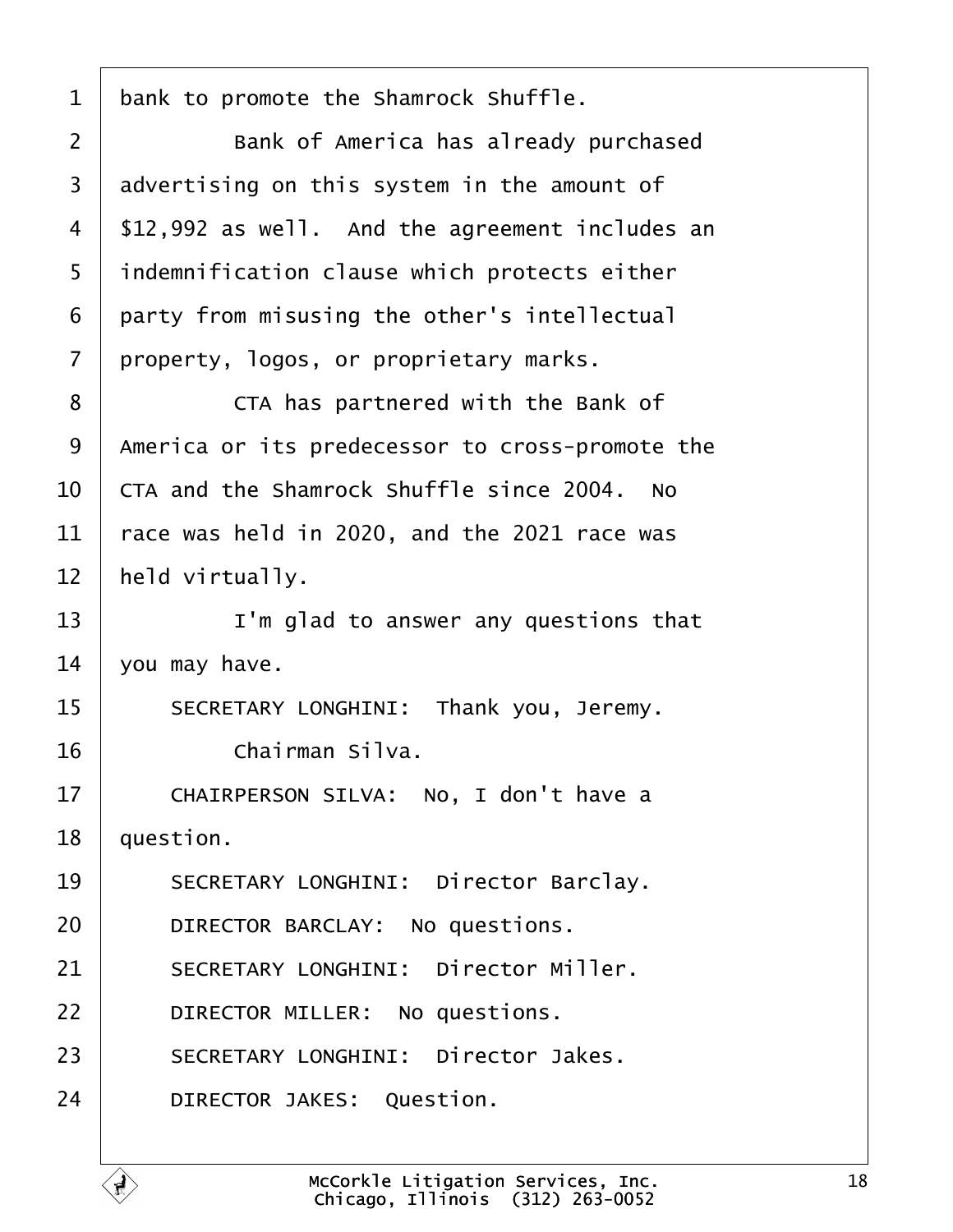bank to promote the Shamrock Shuffle.

Bank of America has already purchased advertising on this system in the amount of $12,992 as well. And the agreement includes an indemnification clause which protects either party from misusing the other's intellectual property, logos, or proprietary marks.

CTA has partnered with the Bank of America or its predecessor to cross-promote the CTA and the Shamrock Shuffle since 2004. No race was held in 2020, and the 2021 race was held virtually.

I'm glad to answer any questions that you may have.

SECRETARY LONGHINI: Thank you, Jeremy.

Chairman Silva.

CHAIRPERSON SILVA: No, I don't have a question.

SECRETARY LONGHINI: Director Barclay.

DIRECTOR BARCLAY: No questions.

SECRETARY LONGHINI: Director Miller.

DIRECTOR MILLER: No questions.

SECRETARY LONGHINI: Director Jakes.

DIRECTOR JAKES: Question.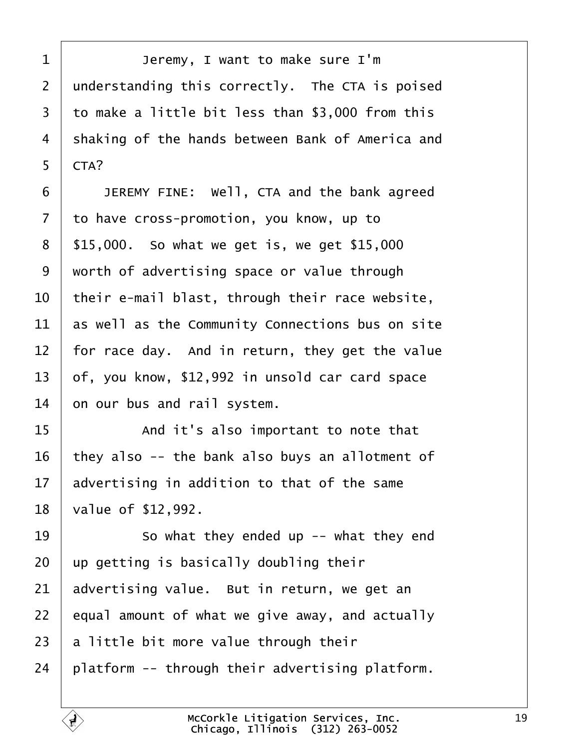Jeremy, I want to make sure I'm understanding this correctly. The CTA is poised to make a little bit less than $3,000 from this shaking of the hands between Bank of America and CTA?

JEREMY FINE: Well, CTA and the bank agreed to have cross-promotion, you know, up to $15,000. So what we get is, we get $15,000 worth of advertising space or value through their e-mail blast, through their race website, as well as the Community Connections bus on site for race day. And in return, they get the value of, you know, $12,992 in unsold car card space on our bus and rail system.

And it's also important to note that they also -- the bank also buys an allotment of advertising in addition to that of the same value of $12,992.

So what they ended up -- what they end up getting is basically doubling their advertising value. But in return, we get an equal amount of what we give away, and actually a little bit more value through their platform -- through their advertising platform.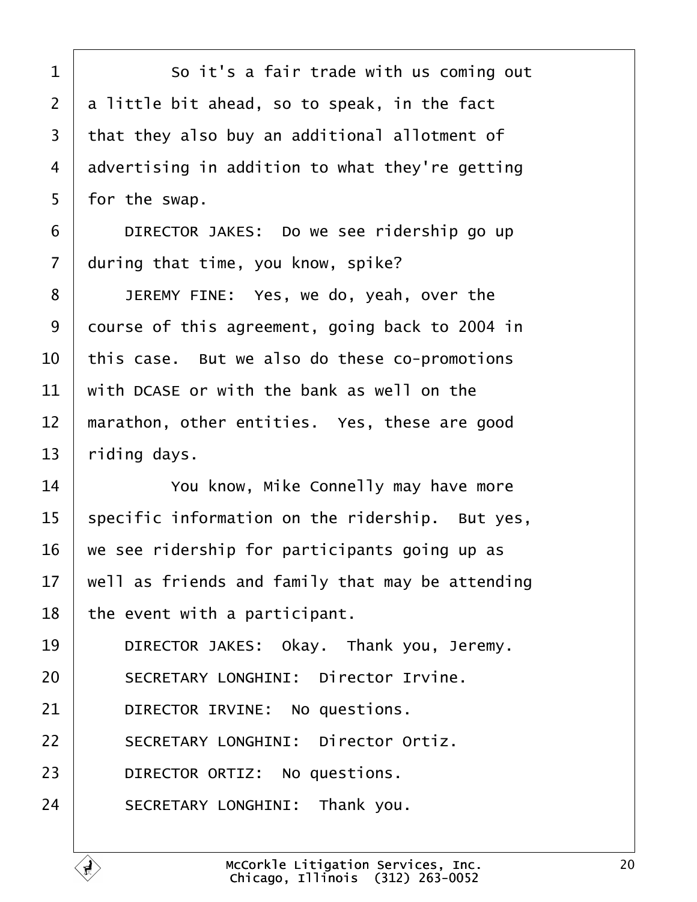So it's a fair trade with us coming out a little bit ahead, so to speak, in the fact that they also buy an additional allotment of advertising in addition to what they're getting for the swap.

DIRECTOR JAKES: Do we see ridership go up during that time, you know, spike?

JEREMY FINE: Yes, we do, yeah, over the course of this agreement, going back to 2004 in this case. But we also do these co-promotions with DCASE or with the bank as well on the marathon, other entities. Yes, these are good riding days.

You know, Mike Connelly may have more specific information on the ridership. But yes, we see ridership for participants going up as well as friends and family that may be attending the event with a participant.

DIRECTOR JAKES: Okay. Thank you, Jeremy.

SECRETARY LONGHINI: Director Irvine.

DIRECTOR IRVINE: No questions.

SECRETARY LONGHINI: Director Ortiz.

DIRECTOR ORTIZ: No questions.

SECRETARY LONGHINI: Thank you.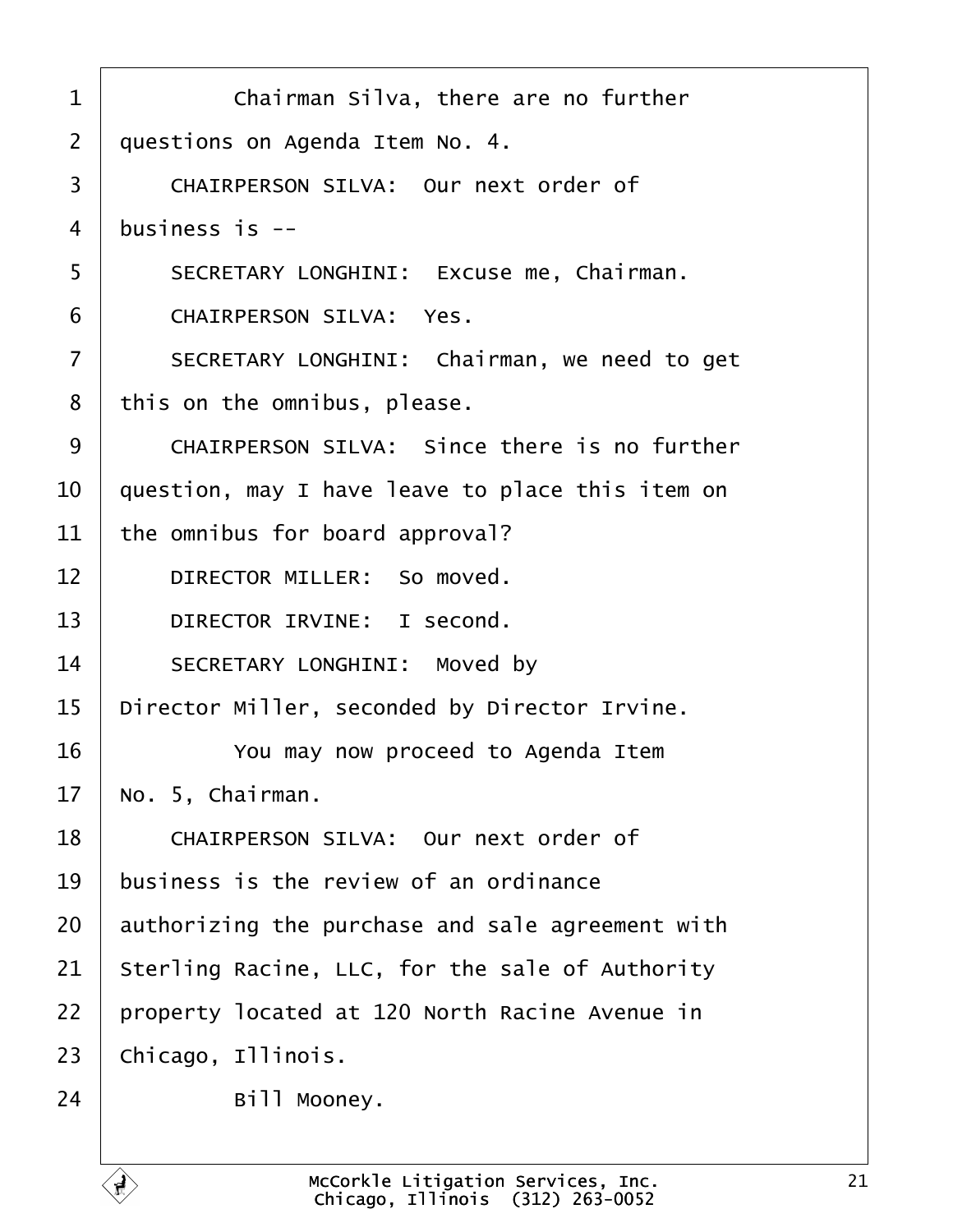1 Chairman Silva, there are no further
2 questions on Agenda Item No. 4.
3 CHAIRPERSON SILVA: Our next order of
4 business is --
5 SECRETARY LONGHINI: Excuse me, Chairman.
6 CHAIRPERSON SILVA: Yes.
7 SECRETARY LONGHINI: Chairman, we need to get
8 this on the omnibus, please.
9 CHAIRPERSON SILVA: Since there is no further
10 question, may I have leave to place this item on
11 the omnibus for board approval?
12 DIRECTOR MILLER: So moved.
13 DIRECTOR IRVINE: I second.
14 SECRETARY LONGHINI: Moved by
15 Director Miller, seconded by Director Irvine.
16 You may now proceed to Agenda Item
17 No. 5, Chairman.
18 CHAIRPERSON SILVA: Our next order of
19 business is the review of an ordinance
20 authorizing the purchase and sale agreement with
21 Sterling Racine, LLC, for the sale of Authority
22 property located at 120 North Racine Avenue in
23 Chicago, Illinois.
24 Bill Mooney.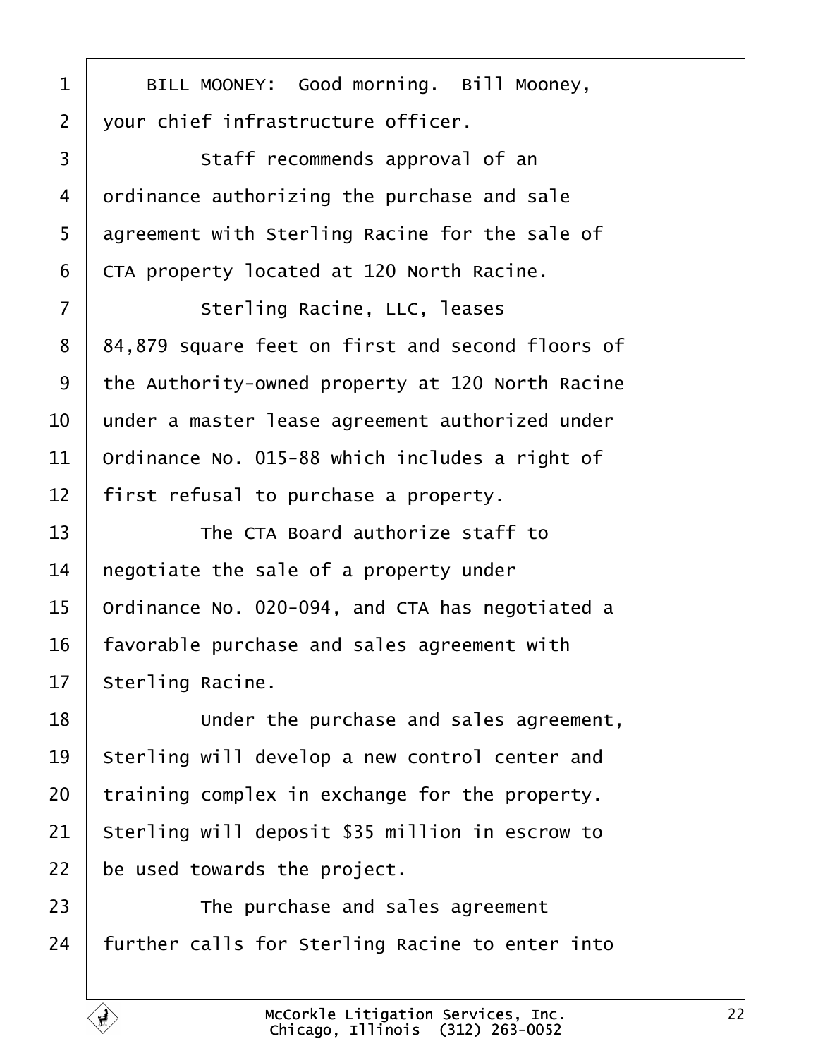BILL MOONEY: Good morning. Bill Mooney, your chief infrastructure officer.

Staff recommends approval of an ordinance authorizing the purchase and sale agreement with Sterling Racine for the sale of CTA property located at 120 North Racine.

Sterling Racine, LLC, leases 84,879 square feet on first and second floors of the Authority-owned property at 120 North Racine under a master lease agreement authorized under Ordinance No. 015-88 which includes a right of first refusal to purchase a property.

The CTA Board authorize staff to negotiate the sale of a property under Ordinance No. 020-094, and CTA has negotiated a favorable purchase and sales agreement with Sterling Racine.

Under the purchase and sales agreement, Sterling will develop a new control center and training complex in exchange for the property. Sterling will deposit $35 million in escrow to be used towards the project.

The purchase and sales agreement further calls for Sterling Racine to enter into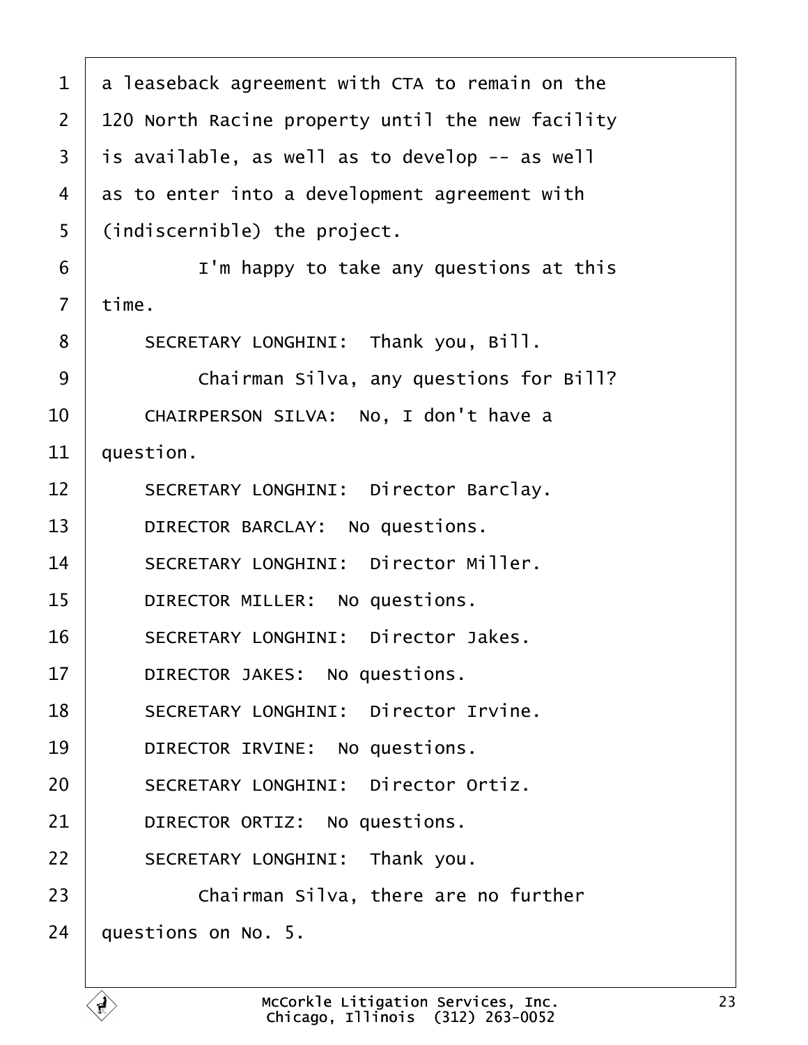a leaseback agreement with CTA to remain on the 120 North Racine property until the new facility is available, as well as to develop -- as well as to enter into a development agreement with (indiscernible) the project.

I'm happy to take any questions at this time.

SECRETARY LONGHINI: Thank you, Bill.

Chairman Silva, any questions for Bill?

CHAIRPERSON SILVA: No, I don't have a question.

SECRETARY LONGHINI: Director Barclay.

DIRECTOR BARCLAY: No questions.

SECRETARY LONGHINI: Director Miller.

DIRECTOR MILLER: No questions.

SECRETARY LONGHINI: Director Jakes.

DIRECTOR JAKES: No questions.

SECRETARY LONGHINI: Director Irvine.

DIRECTOR IRVINE: No questions.

SECRETARY LONGHINI: Director Ortiz.

DIRECTOR ORTIZ: No questions.

SECRETARY LONGHINI: Thank you.

Chairman Silva, there are no further questions on No. 5.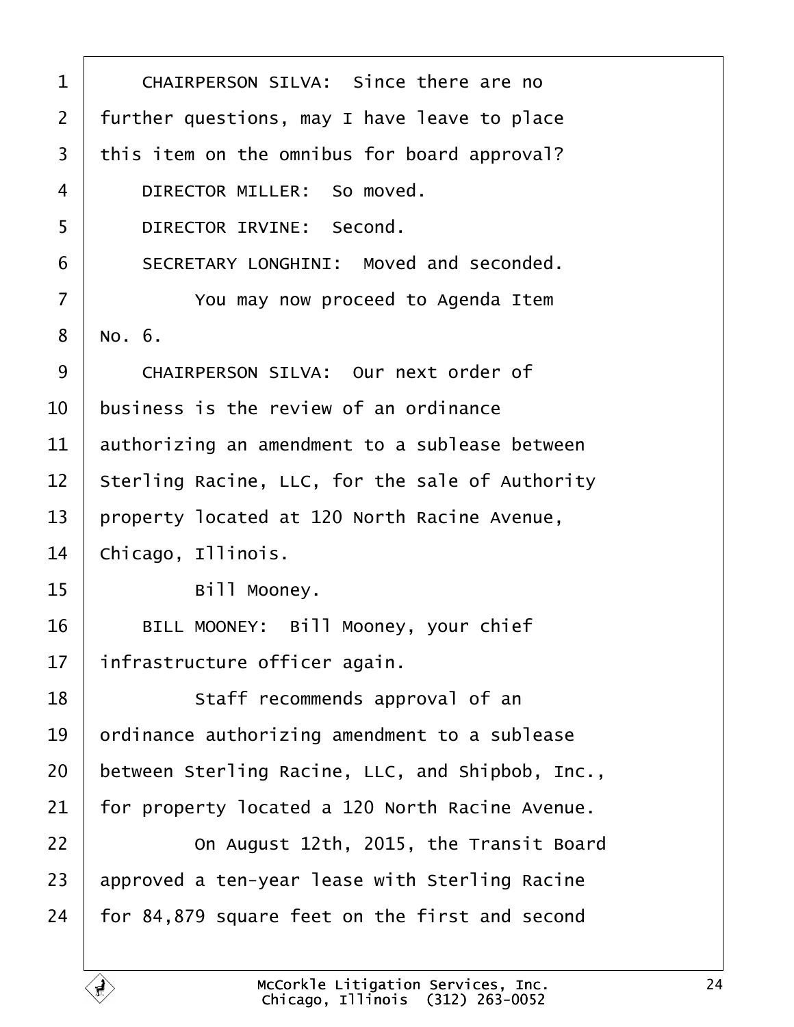CHAIRPERSON SILVA: Since there are no further questions, may I have leave to place this item on the omnibus for board approval?

DIRECTOR MILLER: So moved.

DIRECTOR IRVINE: Second.

SECRETARY LONGHINI: Moved and seconded.

You may now proceed to Agenda Item No. 6.

CHAIRPERSON SILVA: Our next order of business is the review of an ordinance authorizing an amendment to a sublease between Sterling Racine, LLC, for the sale of Authority property located at 120 North Racine Avenue, Chicago, Illinois.

Bill Mooney.

BILL MOONEY: Bill Mooney, your chief infrastructure officer again.

Staff recommends approval of an ordinance authorizing amendment to a sublease between Sterling Racine, LLC, and Shipbob, Inc., for property located a 120 North Racine Avenue.

On August 12th, 2015, the Transit Board approved a ten-year lease with Sterling Racine for 84,879 square feet on the first and second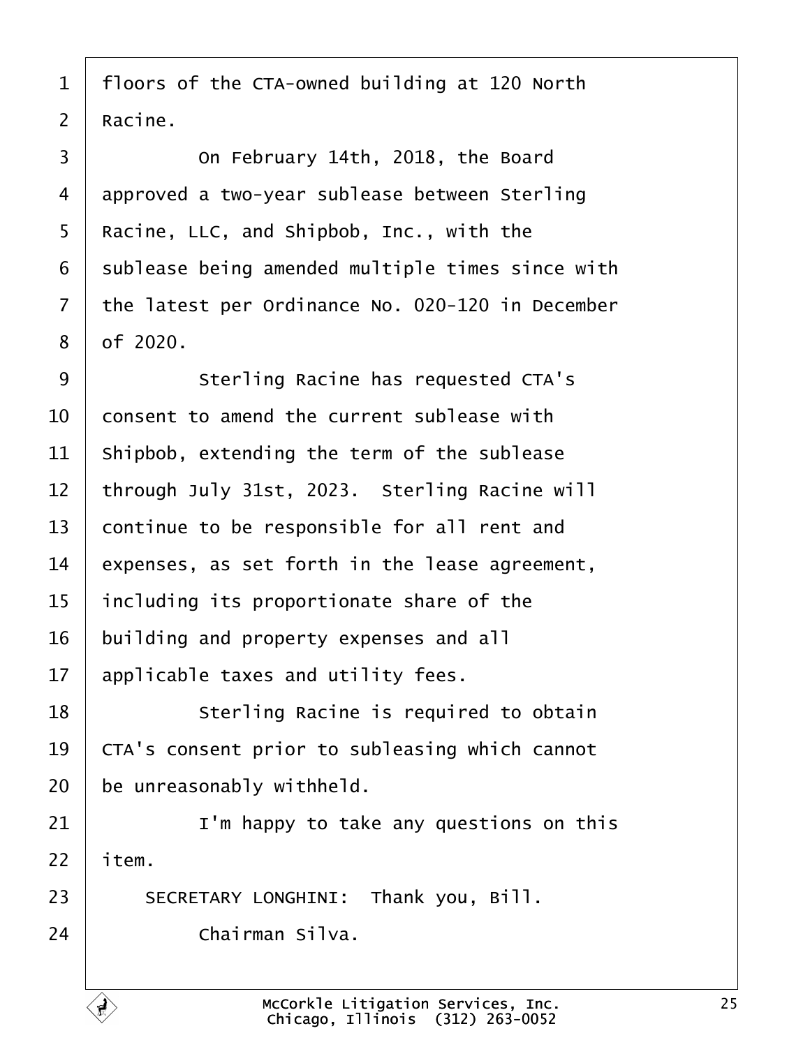1 floors of the CTA-owned building at 120 North
2 Racine.
3 On February 14th, 2018, the Board
4 approved a two-year sublease between Sterling
5 Racine, LLC, and Shipbob, Inc., with the
6 sublease being amended multiple times since with
7 the latest per Ordinance No. 020-120 in December
8 of 2020.
9 Sterling Racine has requested CTA's
10 consent to amend the current sublease with
11 Shipbob, extending the term of the sublease
12 through July 31st, 2023. Sterling Racine will
13 continue to be responsible for all rent and
14 expenses, as set forth in the lease agreement,
15 including its proportionate share of the
16 building and property expenses and all
17 applicable taxes and utility fees.
18 Sterling Racine is required to obtain
19 CTA's consent prior to subleasing which cannot
20 be unreasonably withheld.
21 I'm happy to take any questions on this
22 item.
23 SECRETARY LONGHINI: Thank you, Bill.
24 Chairman Silva.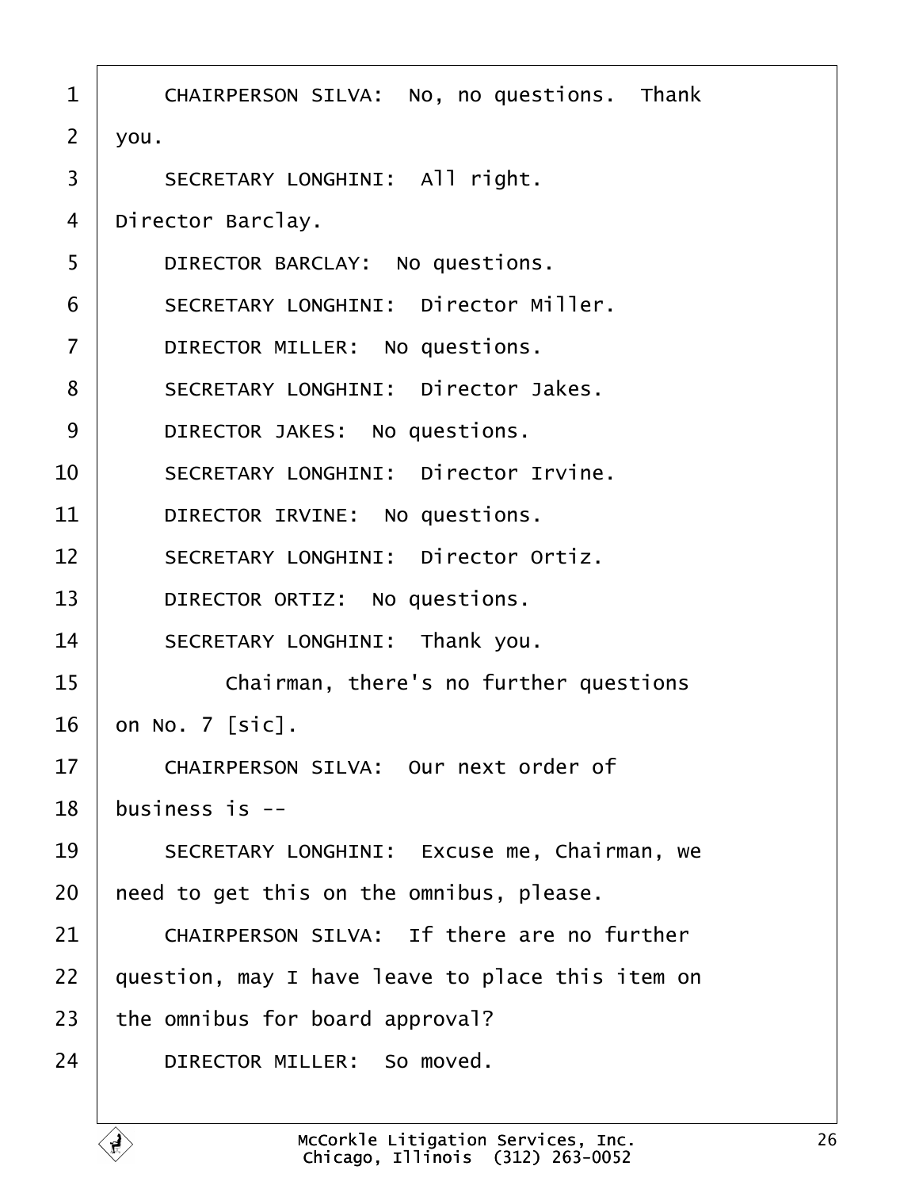1     CHAIRPERSON SILVA:  No, no questions.  Thank
2 you.
3     SECRETARY LONGHINI:  All right.
4 Director Barclay.
5     DIRECTOR BARCLAY:  No questions.
6     SECRETARY LONGHINI:  Director Miller.
7     DIRECTOR MILLER:  No questions.
8     SECRETARY LONGHINI:  Director Jakes.
9     DIRECTOR JAKES:  No questions.
10     SECRETARY LONGHINI:  Director Irvine.
11     DIRECTOR IRVINE:  No questions.
12     SECRETARY LONGHINI:  Director Ortiz.
13     DIRECTOR ORTIZ:  No questions.
14     SECRETARY LONGHINI:  Thank you.
15         Chairman, there's no further questions
16 on No. 7 [sic].
17     CHAIRPERSON SILVA:  Our next order of
18 business is --
19     SECRETARY LONGHINI:  Excuse me, Chairman, we
20 need to get this on the omnibus, please.
21     CHAIRPERSON SILVA:  If there are no further
22 question, may I have leave to place this item on
23 the omnibus for board approval?
24     DIRECTOR MILLER:  So moved.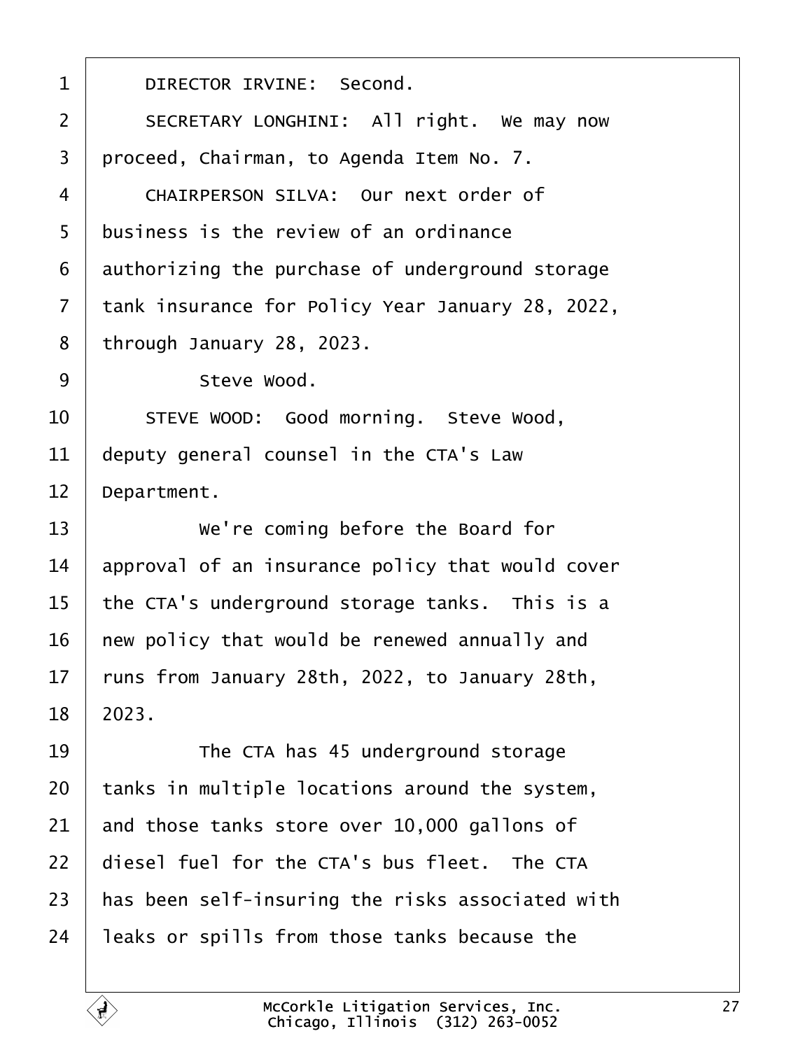DIRECTOR IRVINE: Second.

SECRETARY LONGHINI: All right. We may now proceed, Chairman, to Agenda Item No. 7.

CHAIRPERSON SILVA: Our next order of business is the review of an ordinance authorizing the purchase of underground storage tank insurance for Policy Year January 28, 2022, through January 28, 2023.

Steve Wood.

STEVE WOOD: Good morning. Steve Wood, deputy general counsel in the CTA's Law Department.

We're coming before the Board for approval of an insurance policy that would cover the CTA's underground storage tanks. This is a new policy that would be renewed annually and runs from January 28th, 2022, to January 28th, 2023.

The CTA has 45 underground storage tanks in multiple locations around the system, and those tanks store over 10,000 gallons of diesel fuel for the CTA's bus fleet. The CTA has been self-insuring the risks associated with leaks or spills from those tanks because the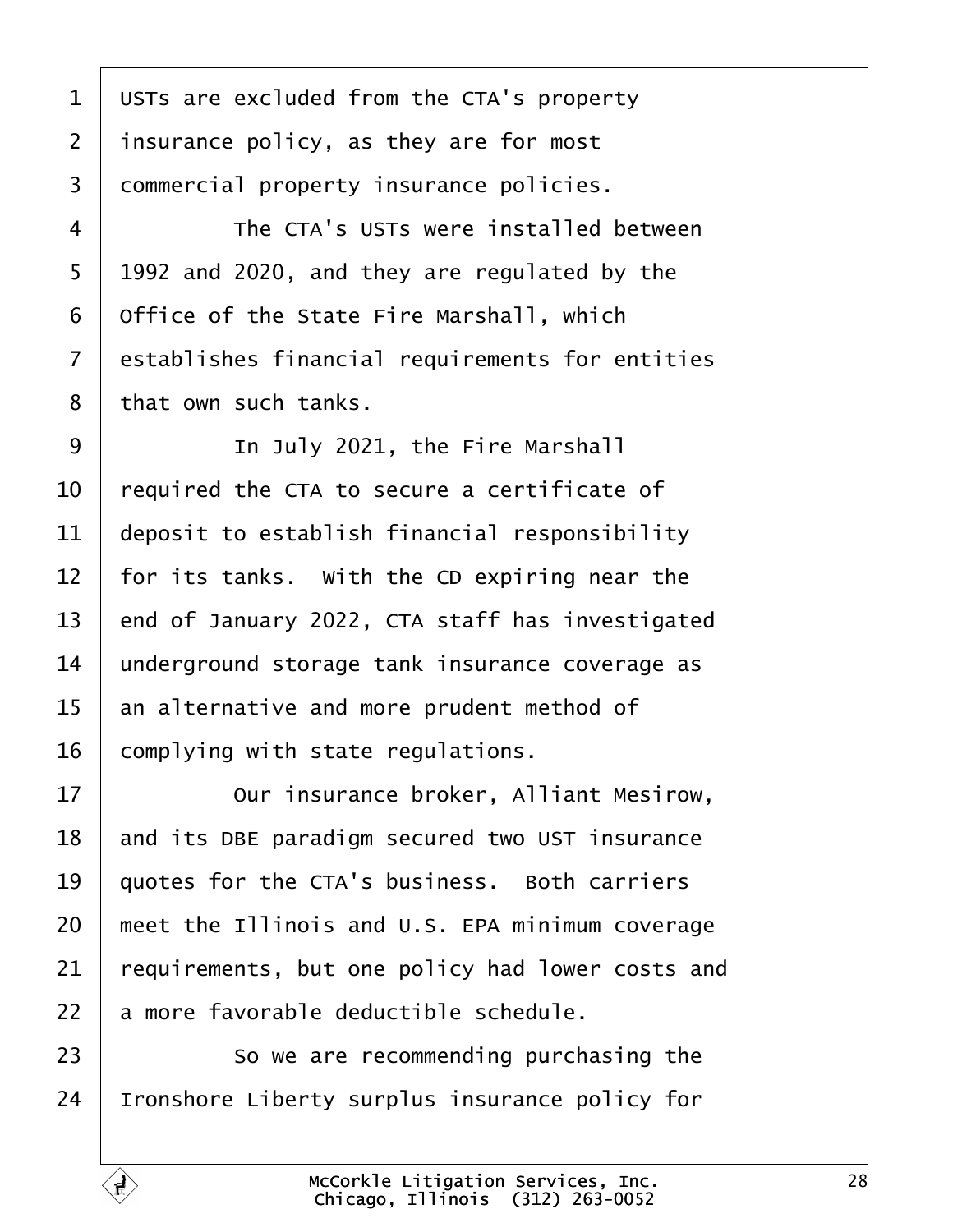USTs are excluded from the CTA's property insurance policy, as they are for most commercial property insurance policies.

The CTA's USTs were installed between 1992 and 2020, and they are regulated by the Office of the State Fire Marshall, which establishes financial requirements for entities that own such tanks.

In July 2021, the Fire Marshall required the CTA to secure a certificate of deposit to establish financial responsibility for its tanks. With the CD expiring near the end of January 2022, CTA staff has investigated underground storage tank insurance coverage as an alternative and more prudent method of complying with state regulations.

Our insurance broker, Alliant Mesirow, and its DBE paradigm secured two UST insurance quotes for the CTA's business. Both carriers meet the Illinois and U.S. EPA minimum coverage requirements, but one policy had lower costs and a more favorable deductible schedule.

So we are recommending purchasing the Ironshore Liberty surplus insurance policy for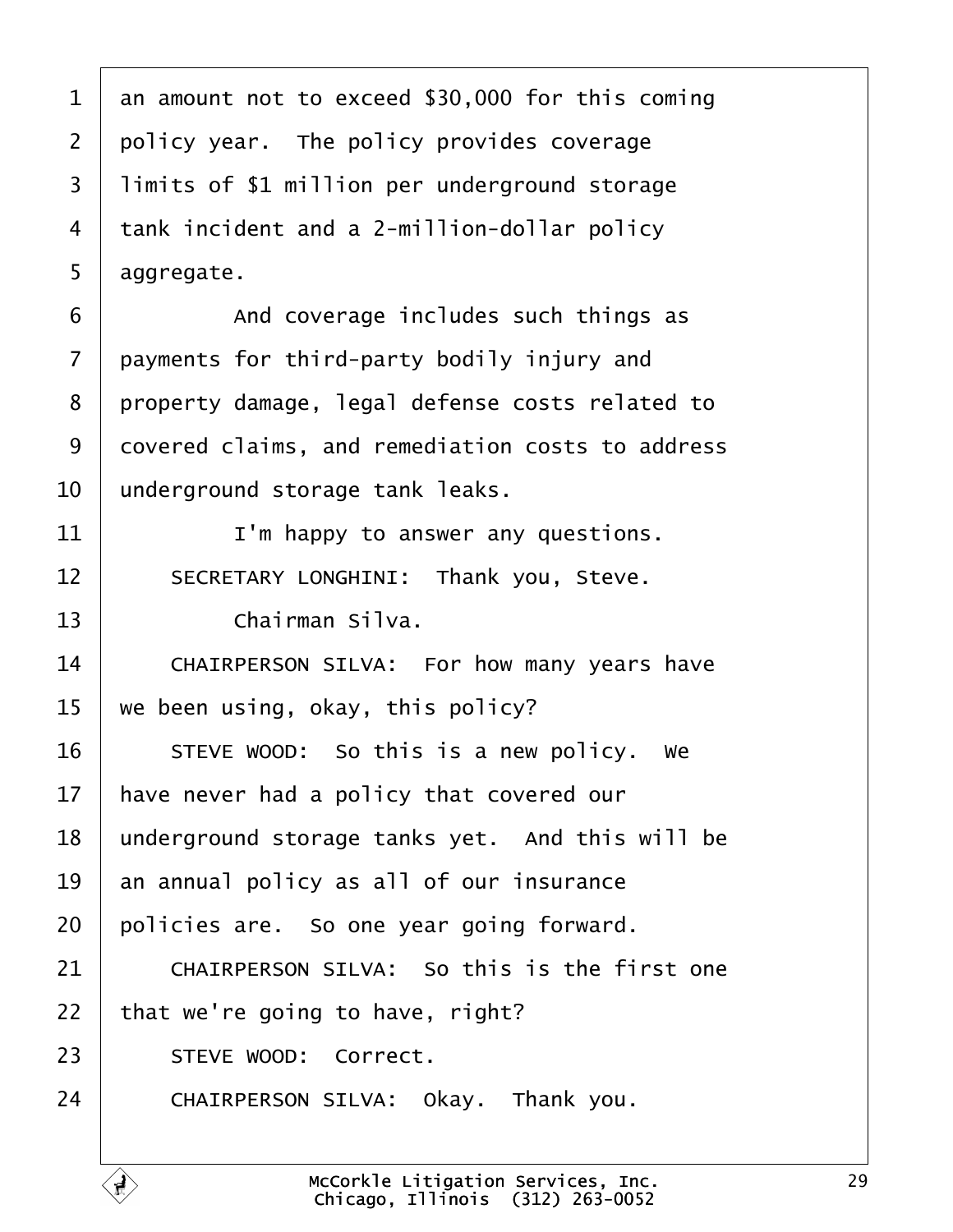an amount not to exceed $30,000 for this coming policy year. The policy provides coverage limits of $1 million per underground storage tank incident and a 2-million-dollar policy aggregate.

And coverage includes such things as payments for third-party bodily injury and property damage, legal defense costs related to covered claims, and remediation costs to address underground storage tank leaks.

I'm happy to answer any questions.

SECRETARY LONGHINI: Thank you, Steve.

Chairman Silva.

CHAIRPERSON SILVA: For how many years have we been using, okay, this policy?

STEVE WOOD: So this is a new policy. We have never had a policy that covered our underground storage tanks yet. And this will be an annual policy as all of our insurance policies are. So one year going forward.

CHAIRPERSON SILVA: So this is the first one that we're going to have, right?

STEVE WOOD: Correct.

CHAIRPERSON SILVA: Okay. Thank you.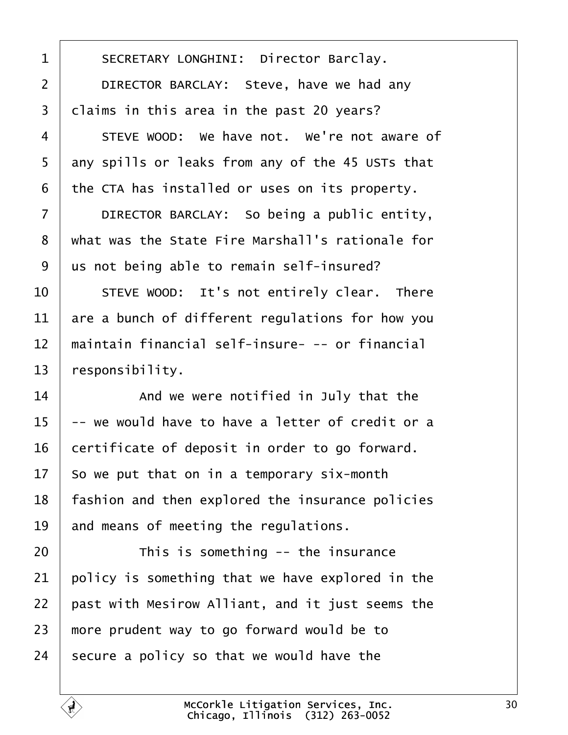SECRETARY LONGHINI: Director Barclay.

DIRECTOR BARCLAY: Steve, have we had any claims in this area in the past 20 years?

STEVE WOOD: We have not. We're not aware of any spills or leaks from any of the 45 USTs that the CTA has installed or uses on its property.

DIRECTOR BARCLAY: So being a public entity, what was the State Fire Marshall's rationale for us not being able to remain self-insured?

STEVE WOOD: It's not entirely clear. There are a bunch of different regulations for how you maintain financial self-insure- -- or financial responsibility.

And we were notified in July that the -- we would have to have a letter of credit or a certificate of deposit in order to go forward. So we put that on in a temporary six-month fashion and then explored the insurance policies and means of meeting the regulations.

This is something -- the insurance policy is something that we have explored in the past with Mesirow Alliant, and it just seems the more prudent way to go forward would be to secure a policy so that we would have the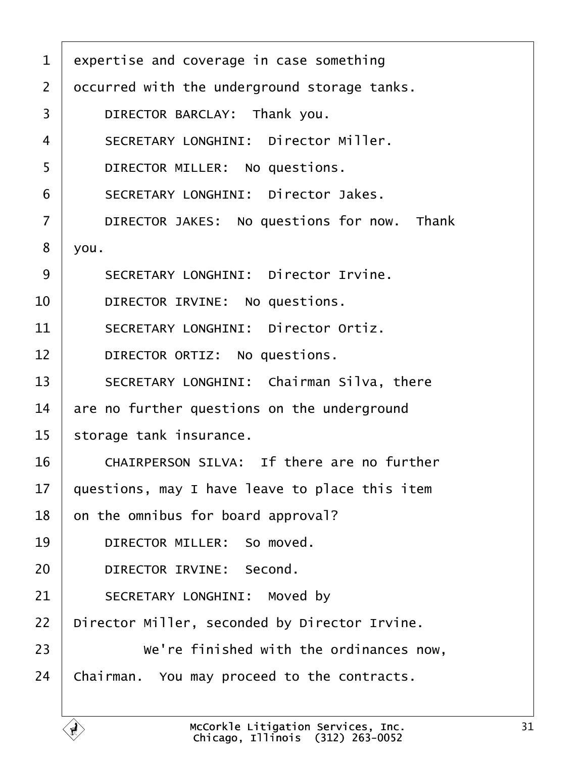expertise and coverage in case something occurred with the underground storage tanks.

DIRECTOR BARCLAY: Thank you.

SECRETARY LONGHINI: Director Miller.

DIRECTOR MILLER: No questions.

SECRETARY LONGHINI: Director Jakes.

DIRECTOR JAKES: No questions for now. Thank you.

SECRETARY LONGHINI: Director Irvine.

DIRECTOR IRVINE: No questions.

SECRETARY LONGHINI: Director Ortiz.

DIRECTOR ORTIZ: No questions.

SECRETARY LONGHINI: Chairman Silva, there are no further questions on the underground storage tank insurance.

CHAIRPERSON SILVA: If there are no further questions, may I have leave to place this item on the omnibus for board approval?

DIRECTOR MILLER: So moved.

DIRECTOR IRVINE: Second.

SECRETARY LONGHINI: Moved by Director Miller, seconded by Director Irvine.

We're finished with the ordinances now, Chairman. You may proceed to the contracts.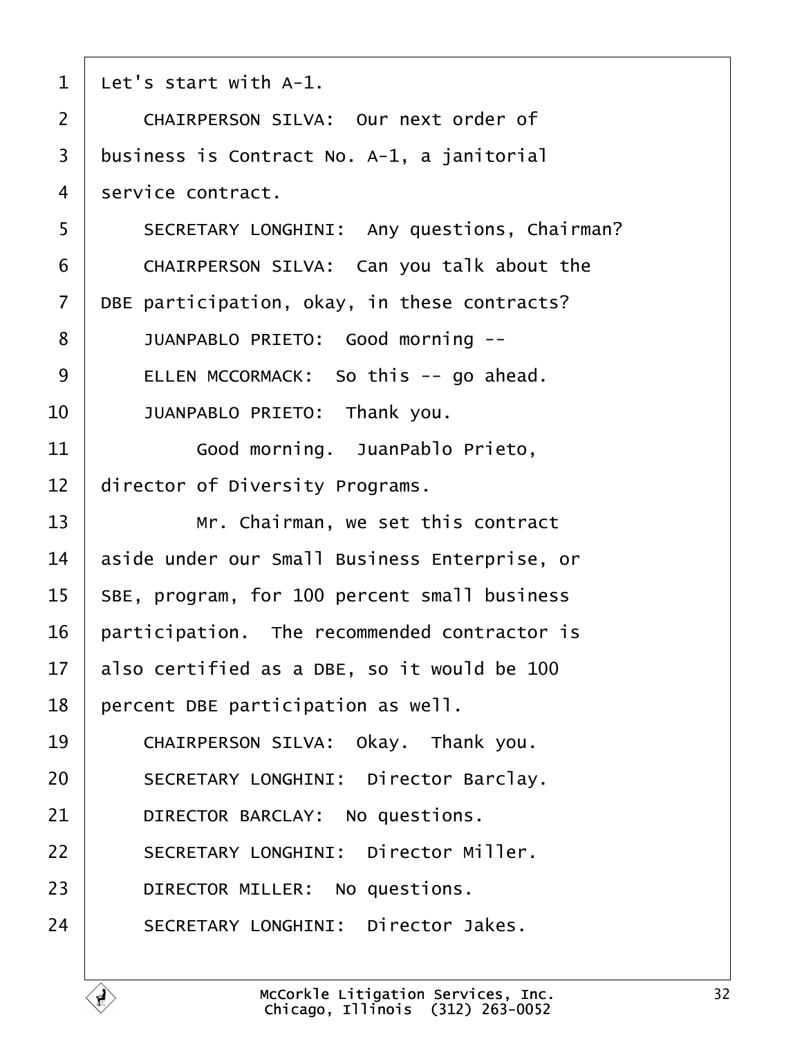1 Let's start with A-1.

2 CHAIRPERSON SILVA: Our next order of

3 business is Contract No. A-1, a janitorial

4 service contract.

5 SECRETARY LONGHINI: Any questions, Chairman?

6 CHAIRPERSON SILVA: Can you talk about the

7 DBE participation, okay, in these contracts?

8 JUANPABLO PRIETO: Good morning --

9 ELLEN MCCORMACK: So this -- go ahead.

10 JUANPABLO PRIETO: Thank you.

11 Good morning. JuanPablo Prieto,

12 director of Diversity Programs.

13 Mr. Chairman, we set this contract

14 aside under our Small Business Enterprise, or

15 SBE, program, for 100 percent small business

16 participation. The recommended contractor is

17 also certified as a DBE, so it would be 100

18 percent DBE participation as well.

19 CHAIRPERSON SILVA: Okay. Thank you.

20 SECRETARY LONGHINI: Director Barclay.

21 DIRECTOR BARCLAY: No questions.

22 SECRETARY LONGHINI: Director Miller.

23 DIRECTOR MILLER: No questions.

24 SECRETARY LONGHINI: Director Jakes.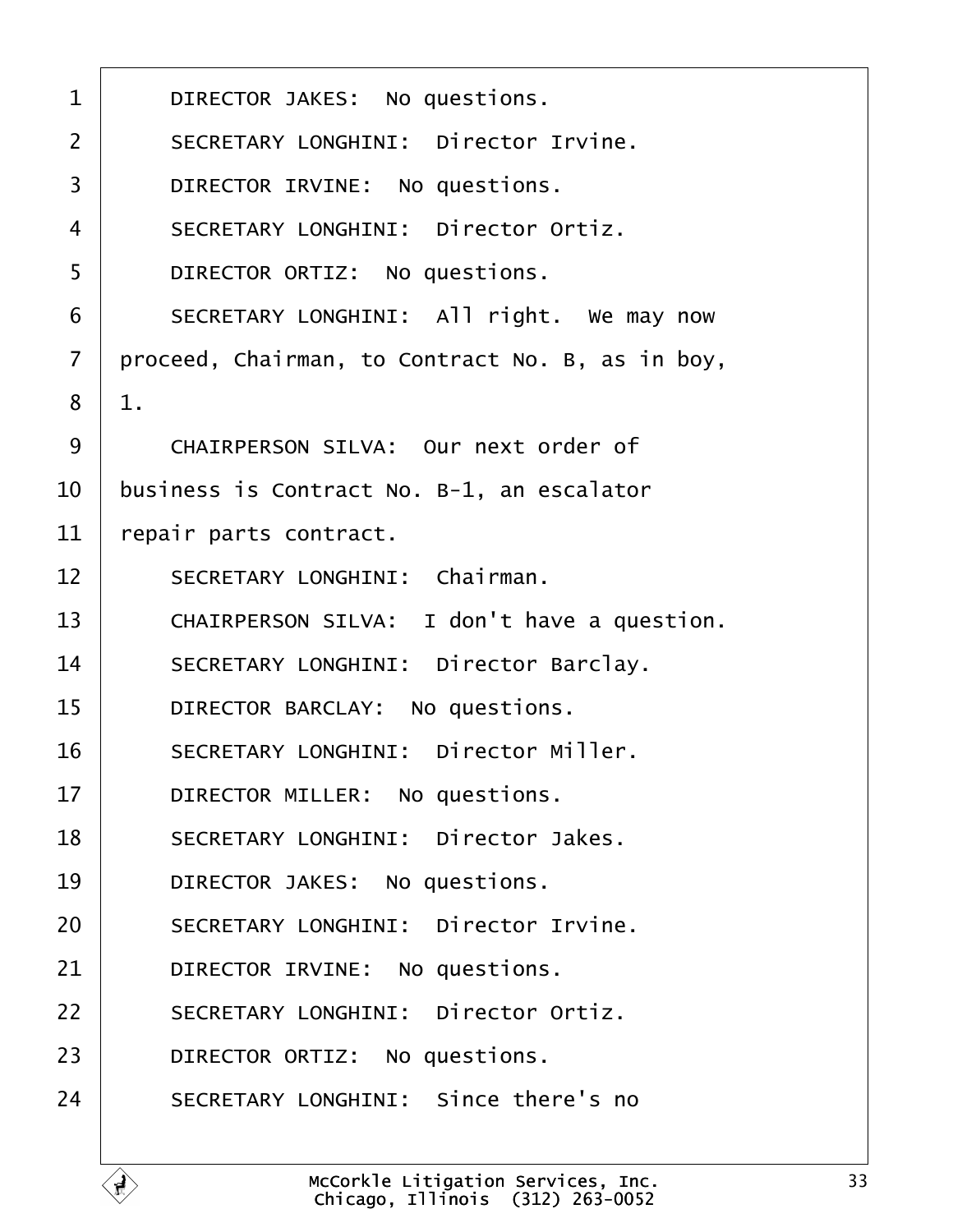1 DIRECTOR JAKES: No questions.

2 SECRETARY LONGHINI: Director Irvine.

3 DIRECTOR IRVINE: No questions.

4 SECRETARY LONGHINI: Director Ortiz.

5 DIRECTOR ORTIZ: No questions.

6 SECRETARY LONGHINI: All right. We may now

7 proceed, Chairman, to Contract No. B, as in boy,

8 1.

9 CHAIRPERSON SILVA: Our next order of

10 business is Contract No. B-1, an escalator

11 repair parts contract.

12 SECRETARY LONGHINI: Chairman.

13 CHAIRPERSON SILVA: I don't have a question.

14 SECRETARY LONGHINI: Director Barclay.

15 DIRECTOR BARCLAY: No questions.

16 SECRETARY LONGHINI: Director Miller.

17 DIRECTOR MILLER: No questions.

18 SECRETARY LONGHINI: Director Jakes.

19 DIRECTOR JAKES: No questions.

20 SECRETARY LONGHINI: Director Irvine.

21 DIRECTOR IRVINE: No questions.

22 SECRETARY LONGHINI: Director Ortiz.

23 DIRECTOR ORTIZ: No questions.

24 SECRETARY LONGHINI: Since there's no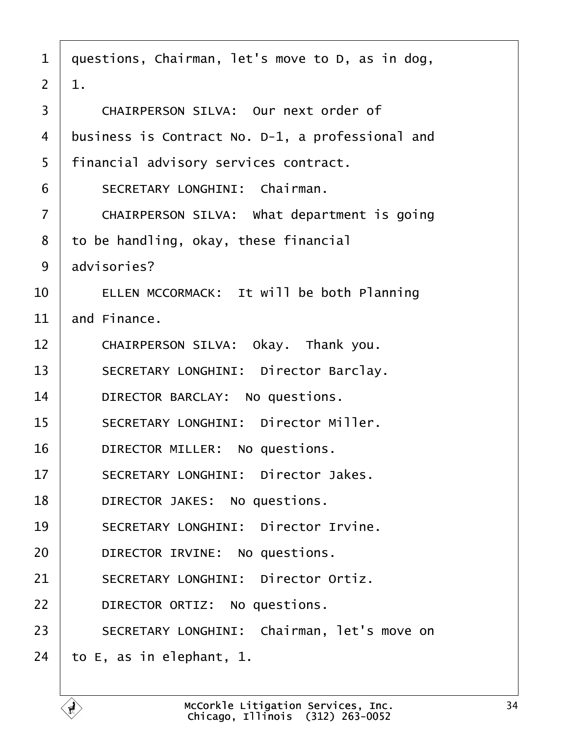questions, Chairman, let's move to D, as in dog, 1.

CHAIRPERSON SILVA: Our next order of business is Contract No. D-1, a professional and financial advisory services contract.

SECRETARY LONGHINI: Chairman.

CHAIRPERSON SILVA: What department is going to be handling, okay, these financial advisories?

ELLEN MCCORMACK: It will be both Planning and Finance.

CHAIRPERSON SILVA: Okay. Thank you.

SECRETARY LONGHINI: Director Barclay.

DIRECTOR BARCLAY: No questions.

SECRETARY LONGHINI: Director Miller.

DIRECTOR MILLER: No questions.

SECRETARY LONGHINI: Director Jakes.

DIRECTOR JAKES: No questions.

SECRETARY LONGHINI: Director Irvine.

DIRECTOR IRVINE: No questions.

SECRETARY LONGHINI: Director Ortiz.

DIRECTOR ORTIZ: No questions.

SECRETARY LONGHINI: Chairman, let's move on to E, as in elephant, 1.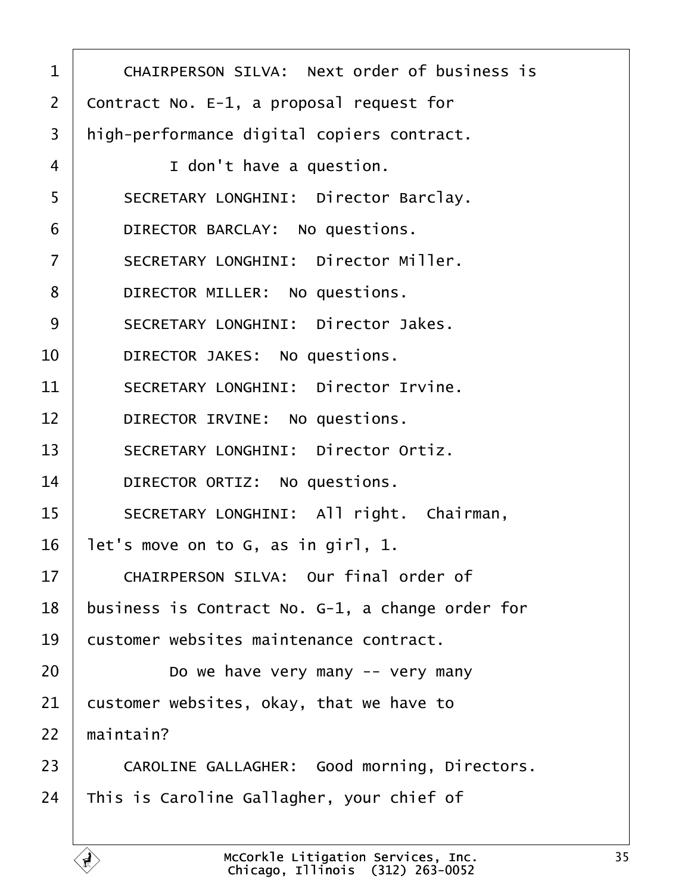1 CHAIRPERSON SILVA: Next order of business is
2 Contract No. E-1, a proposal request for
3 high-performance digital copiers contract.
4 I don't have a question.
5 SECRETARY LONGHINI: Director Barclay.
6 DIRECTOR BARCLAY: No questions.
7 SECRETARY LONGHINI: Director Miller.
8 DIRECTOR MILLER: No questions.
9 SECRETARY LONGHINI: Director Jakes.
10 DIRECTOR JAKES: No questions.
11 SECRETARY LONGHINI: Director Irvine.
12 DIRECTOR IRVINE: No questions.
13 SECRETARY LONGHINI: Director Ortiz.
14 DIRECTOR ORTIZ: No questions.
15 SECRETARY LONGHINI: All right. Chairman,
16 let's move on to G, as in girl, 1.
17 CHAIRPERSON SILVA: Our final order of
18 business is Contract No. G-1, a change order for
19 customer websites maintenance contract.
20 Do we have very many -- very many
21 customer websites, okay, that we have to
22 maintain?
23 CAROLINE GALLAGHER: Good morning, Directors.
24 This is Caroline Gallagher, your chief of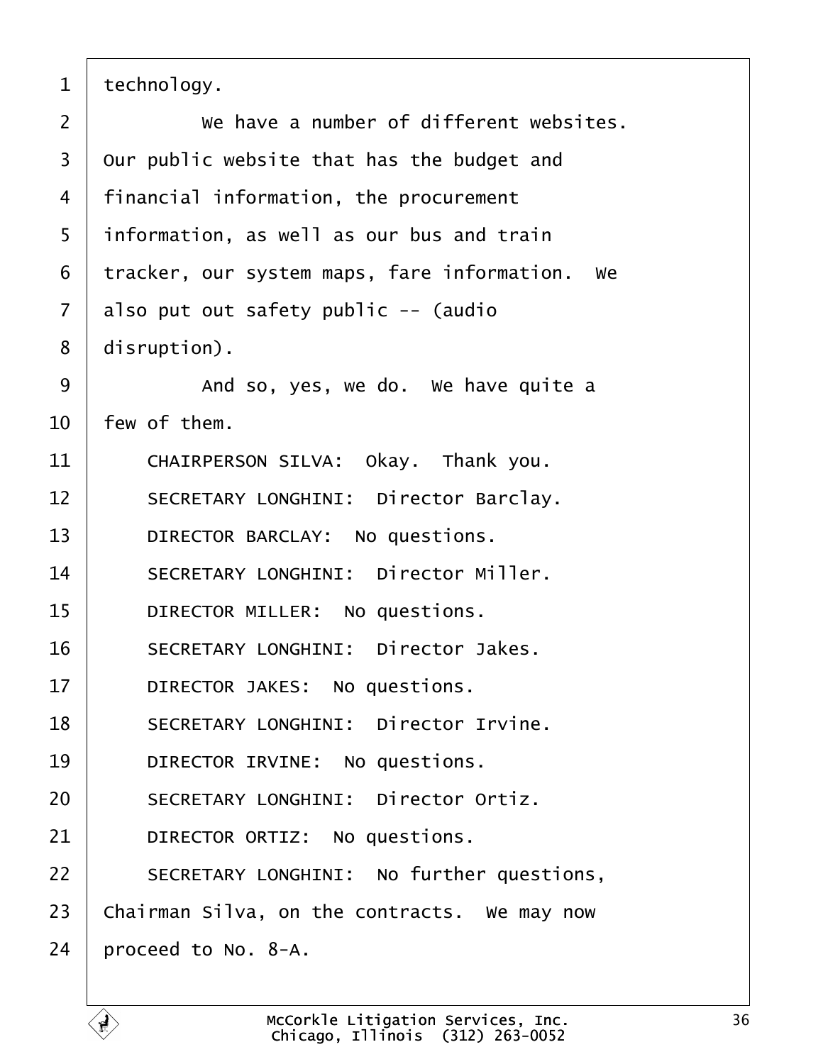technology.

We have a number of different websites. Our public website that has the budget and financial information, the procurement information, as well as our bus and train tracker, our system maps, fare information. We also put out safety public -- (audio disruption).

And so, yes, we do. We have quite a few of them.

CHAIRPERSON SILVA: Okay. Thank you.

SECRETARY LONGHINI: Director Barclay.

DIRECTOR BARCLAY: No questions.

SECRETARY LONGHINI: Director Miller.

DIRECTOR MILLER: No questions.

SECRETARY LONGHINI: Director Jakes.

DIRECTOR JAKES: No questions.

SECRETARY LONGHINI: Director Irvine.

DIRECTOR IRVINE: No questions.

SECRETARY LONGHINI: Director Ortiz.

DIRECTOR ORTIZ: No questions.

SECRETARY LONGHINI: No further questions, Chairman Silva, on the contracts. We may now proceed to No. 8-A.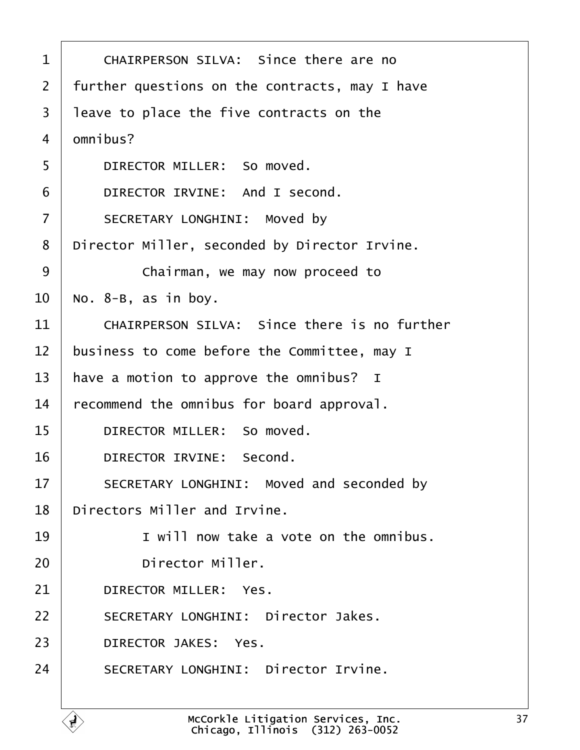1 CHAIRPERSON SILVA: Since there are no
2 further questions on the contracts, may I have
3 leave to place the five contracts on the
4 omnibus?
5 DIRECTOR MILLER: So moved.
6 DIRECTOR IRVINE: And I second.
7 SECRETARY LONGHINI: Moved by
8 Director Miller, seconded by Director Irvine.
9 Chairman, we may now proceed to
10 No. 8-B, as in boy.
11 CHAIRPERSON SILVA: Since there is no further
12 business to come before the Committee, may I
13 have a motion to approve the omnibus? I
14 recommend the omnibus for board approval.
15 DIRECTOR MILLER: So moved.
16 DIRECTOR IRVINE: Second.
17 SECRETARY LONGHINI: Moved and seconded by
18 Directors Miller and Irvine.
19 I will now take a vote on the omnibus.
20 Director Miller.
21 DIRECTOR MILLER: Yes.
22 SECRETARY LONGHINI: Director Jakes.
23 DIRECTOR JAKES: Yes.
24 SECRETARY LONGHINI: Director Irvine.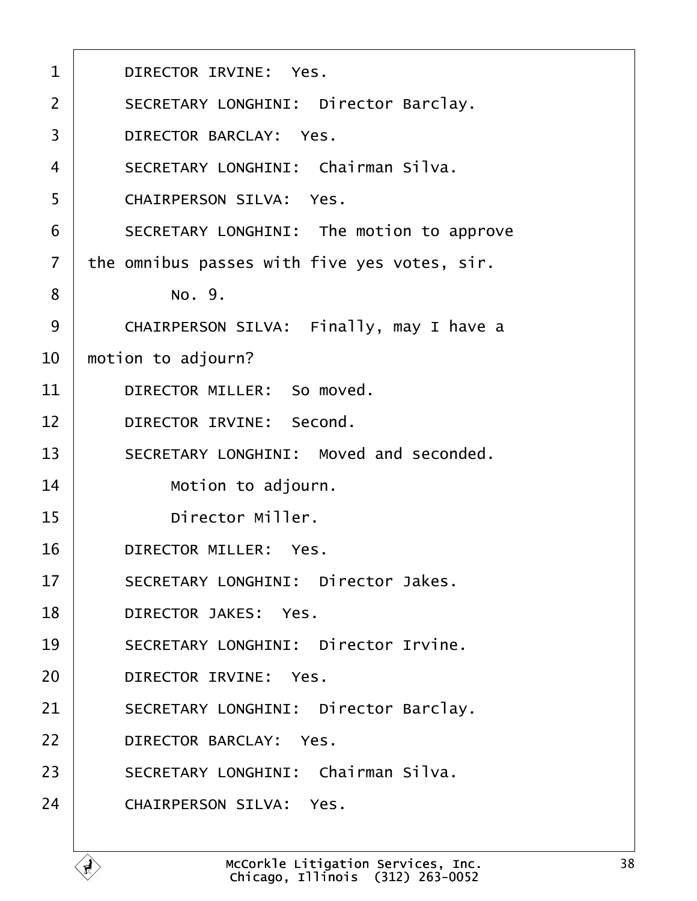DIRECTOR IRVINE: Yes.

SECRETARY LONGHINI: Director Barclay.

DIRECTOR BARCLAY: Yes.

SECRETARY LONGHINI: Chairman Silva.

CHAIRPERSON SILVA: Yes.

SECRETARY LONGHINI: The motion to approve the omnibus passes with five yes votes, sir.

No. 9.

CHAIRPERSON SILVA: Finally, may I have a motion to adjourn?

DIRECTOR MILLER: So moved.

DIRECTOR IRVINE: Second.

SECRETARY LONGHINI: Moved and seconded.

Motion to adjourn.

Director Miller.

DIRECTOR MILLER: Yes.

SECRETARY LONGHINI: Director Jakes.

DIRECTOR JAKES: Yes.

SECRETARY LONGHINI: Director Irvine.

DIRECTOR IRVINE: Yes.

SECRETARY LONGHINI: Director Barclay.

DIRECTOR BARCLAY: Yes.

SECRETARY LONGHINI: Chairman Silva.

CHAIRPERSON SILVA: Yes.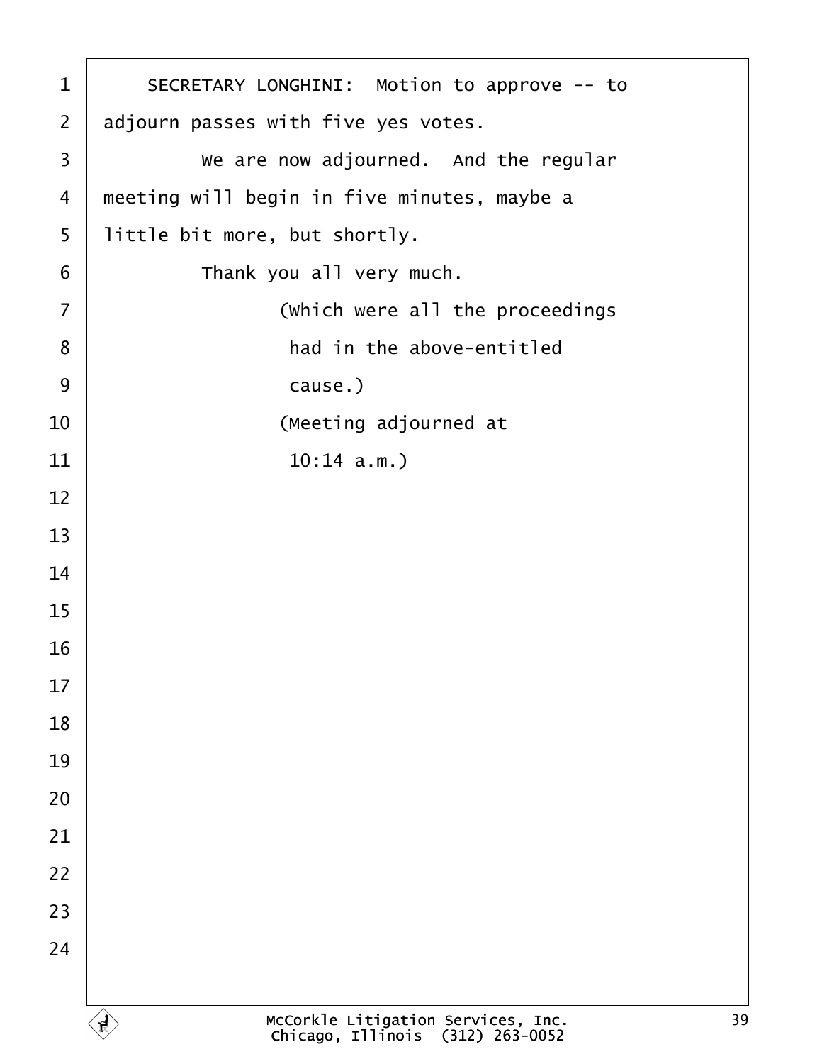SECRETARY LONGHINI: Motion to approve -- to adjourn passes with five yes votes.

We are now adjourned. And the regular meeting will begin in five minutes, maybe a little bit more, but shortly.

Thank you all very much.

(Which were all the proceedings had in the above-entitled cause.)

(Meeting adjourned at 10:14 a.m.)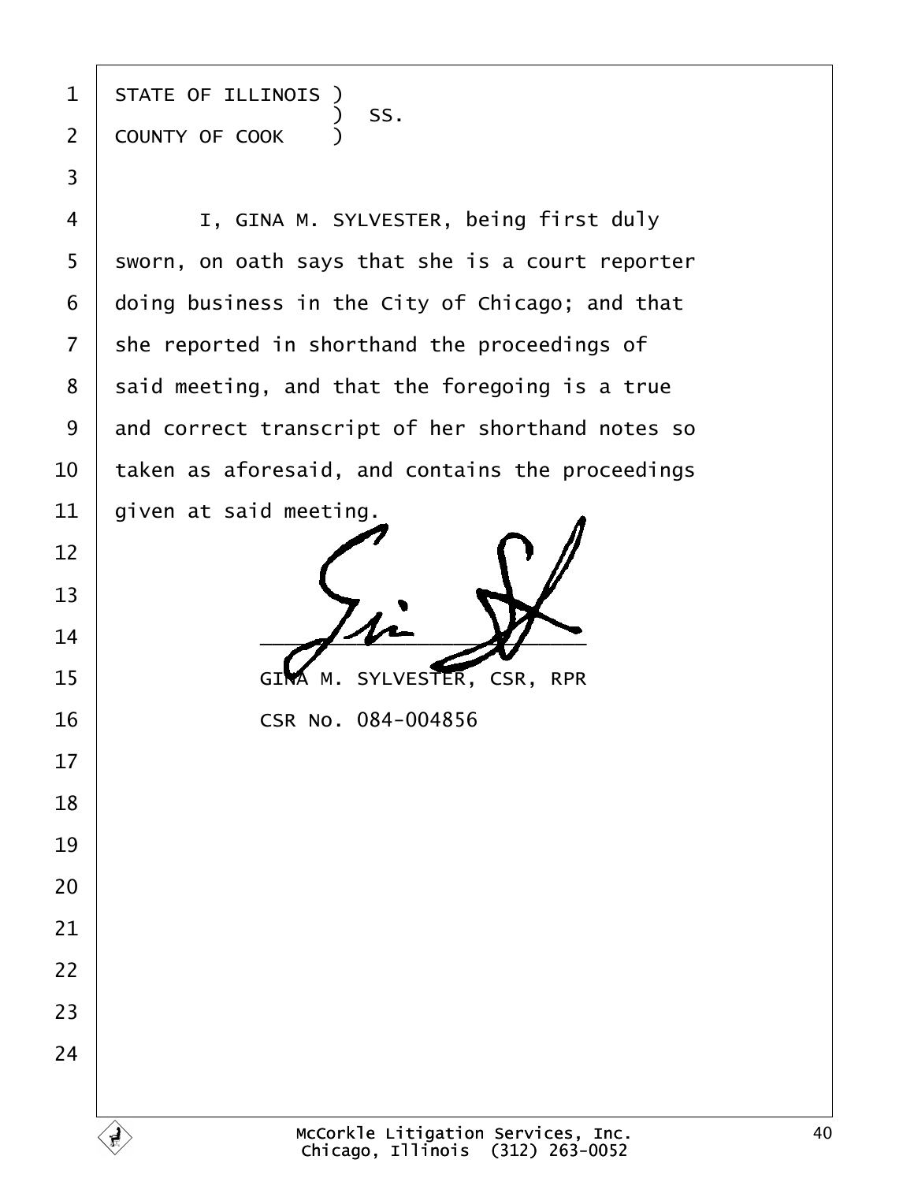STATE OF ILLINOIS )
                  ) SS.
COUNTY OF COOK    )

I, GINA M. SYLVESTER, being first duly sworn, on oath says that she is a court reporter doing business in the City of Chicago; and that she reported in shorthand the proceedings of said meeting, and that the foregoing is a true and correct transcript of her shorthand notes so taken as aforesaid, and contains the proceedings given at said meeting.

\_\_\_\_\_\_\_\_\_\_\_\_\_\_\_\_\_\_\_\_\_\_\_\_\_\_\_\_\_\_

GINA M. SYLVESTER, CSR, RPR

CSR No. 084-004856

McCorkle Litigation Services, Inc.
Chicago, Illinois (312) 263-0052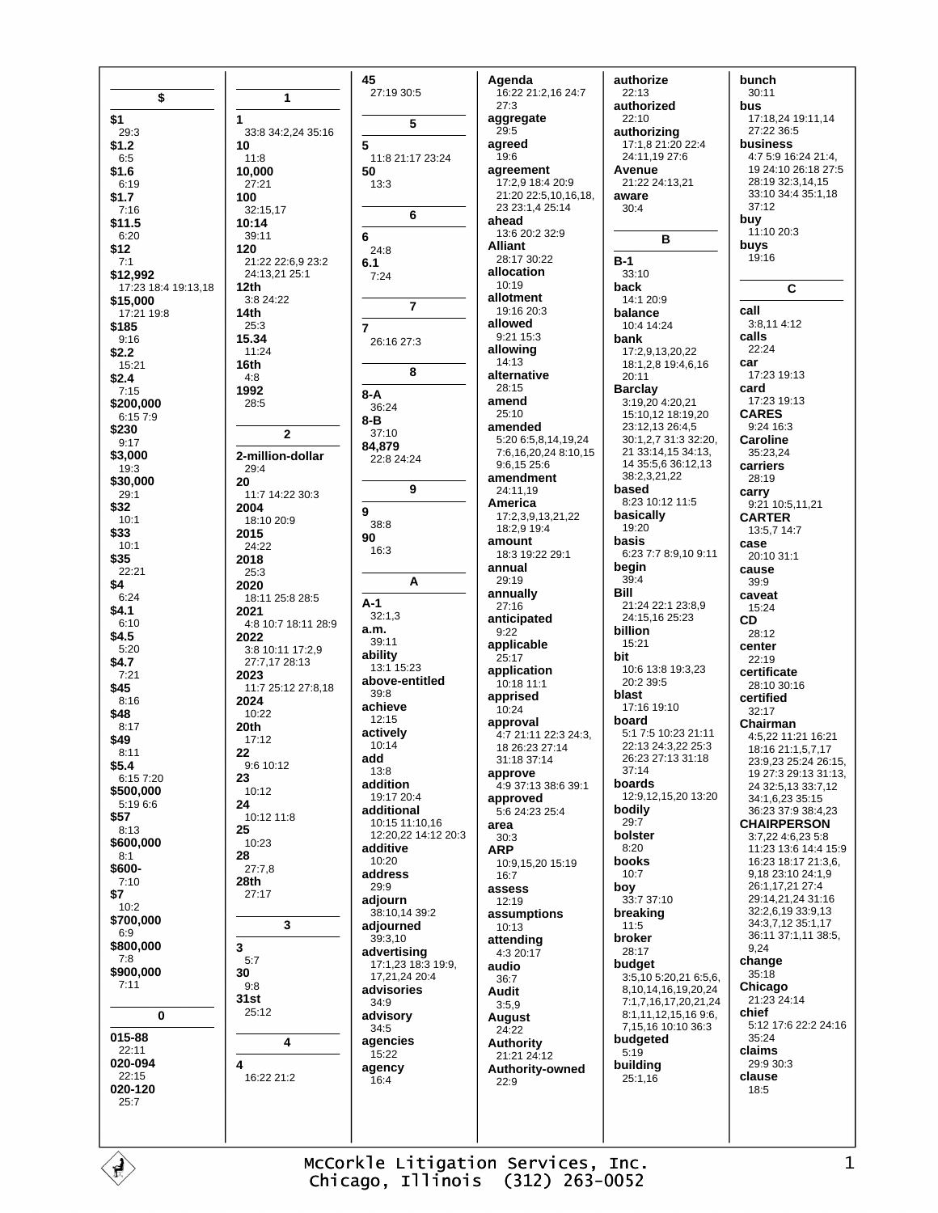## $

**$1**
29:3
**$1.2**
6:5
**$1.6**
6:19
**$1.7**
7:16
**$11.5**
6:20
**$12**
7:1
**$12,992**
17:23 18:4 19:13,18
**$15,000**
17:21 19:8
**$185**
9:16
**$2.2**
15:21
**$2.4**
7:15
**$200,000**
6:15 7:9
**$230**
9:17
**$3,000**
19:3
**$30,000**
29:1
**$32**
10:1
**$33**
10:1
**$35**
22:21
**$4**
6:24
**$4.1**
6:10
**$4.5**
5:20
**$4.7**
7:21
**$45**
8:16
**$48**
8:17
**$49**
8:11
**$5.4**
6:15 7:20
**$500,000**
5:19 6:6
**$57**
8:13
**$600,000**
8:1
**$600-**
7:10
**$7**
10:2
**$700,000**
6:9
**$800,000**
7:8
**$900,000**
7:11

## 0

**015-88**
22:11
**020-094**
22:15
**020-120**
25:7

## 1

**1**
33:8 34:2,24 35:16
**10**
11:8
**10,000**
27:21
**100**
32:15,17
**10:14**
39:11
**120**
21:22 22:6,9 23:2 24:13,21 25:1
**12th**
3:8 24:22
**14th**
25:3
**15.34**
11:24
**16th**
4:8
**1992**
28:5

## 2

**2-million-dollar**
29:4
**20**
11:7 14:22 30:3
**2004**
18:10 20:9
**2015**
24:22
**2018**
25:3
**2020**
18:11 25:8 28:5
**2021**
4:8 10:7 18:11 28:9
**2022**
3:8 10:11 17:2,9 27:7,17 28:13
**2023**
11:7 25:12 27:8,18
**2024**
10:22
**20th**
17:12
**22**
9:6 10:12
**23**
10:12
**24**
10:12 11:8
**25**
10:23
**28**
27:7,8
**28th**
27:17

## 3

**3**
5:7
**30**
9:8
**31st**
25:12

## 4

**4**
16:22 21:2

**45**
27:19 30:5

## 5

**5**
11:8 21:17 23:24
**50**
13:3

## 6

**6**
24:8
**6.1**
7:24

## 7

**7**
26:16 27:3

## 8

**8-A**
36:24
**8-B**
37:10
**84,879**
22:8 24:24

## 9

**9**
38:8
**90**
16:3

## A

**A-1**
32:1,3
**a.m.**
39:11
**ability**
13:1 15:23
**above-entitled**
39:8
**achieve**
12:15
**actively**
10:14
**add**
13:8
**addition**
19:17 20:4
**additional**
10:15 11:10,16 12:20,22 14:12 20:3
**additive**
10:20
**address**
29:9
**adjourn**
38:10,14 39:2
**adjourned**
39:3,10
**advertising**
17:1,23 18:3 19:9, 17,21,24 20:4
**advisories**
34:9
**advisory**
34:5
**agencies**
15:22
**agency**
16:4
**Agenda**
16:22 21:2,16 24:7 27:3
**aggregate**
29:5
**agreed**
19:6
**agreement**
17:2,9 18:4 20:9 21:20 22:5,10,16,18, 23 23:1,4 25:14
**ahead**
13:6 20:2 32:9
**Alliant**
28:17 30:22
**allocation**
10:19
**allotment**
19:16 20:3
**allowed**
9:21 15:3
**allowing**
14:13
**alternative**
28:15
**amend**
25:10
**amended**
5:20 6:5,8,14,19,24 7:6,16,20,24 8:10,15 9:6,15 25:6
**amendment**
24:11,19
**America**
17:2,3,9,13,21,22 18:2,9 19:4
**amount**
18:3 19:22 29:1
**annual**
29:19
**annually**
27:16
**anticipated**
9:22
**applicable**
25:17
**application**
10:18 11:1
**apprised**
10:24
**approval**
4:7 21:11 22:3 24:3, 18 26:23 27:14 31:18 37:14
**approve**
4:9 37:13 38:6 39:1
**approved**
5:6 24:23 25:4
**area**
30:3
**ARP**
10:9,15,20 15:19 16:7
**assess**
12:19
**assumptions**
10:13
**attending**
4:3 20:17
**audio**
36:7
**Audit**
3:5,9
**August**
24:22
**Authority**
21:21 24:12
**Authority-owned**
22:9
**authorize**
22:13
**authorized**
22:10
**authorizing**
17:1,8 21:20 22:4 24:11,19 27:6
**Avenue**
21:22 24:13,21
**aware**
30:4

## B

**B-1**
33:10
**back**
14:1 20:9
**balance**
10:4 14:24
**bank**
17:2,9,13,20,22 18:1,2,8 19:4,6,16 20:11
**Barclay**
3:19,20 4:20,21 15:10,12 18:19,20 23:12,13 26:4,5 30:1,2,7 31:3 32:20, 21 33:14,15 34:13, 14 35:5,6 36:12,13 38:2,3,21,22
**based**
8:23 10:12 11:5
**basically**
19:20
**basis**
6:23 7:7 8:9,10 9:11
**begin**
39:4
**Bill**
21:24 22:1 23:8,9 24:15,16 25:23
**billion**
15:21
**bit**
10:6 13:8 19:3,23 20:2 39:5
**blast**
17:16 19:10
**board**
5:1 7:5 10:23 21:11 22:13 24:3,22 25:3 26:23 27:13 31:18 37:14
**boards**
12:9,12,15,20 13:20
**bodily**
29:7
**bolster**
8:20
**books**
10:7
**boy**
33:7 37:10
**breaking**
11:5
**broker**
28:17
**budget**
3:5,10 5:20,21 6:5,6, 8,10,14,16,19,20,24 7:1,7,16,17,20,21,24 8:1,11,12,15,16 9:6, 7,15,16 10:10 36:3
**budgeted**
5:19
**building**
25:1,16
**bunch**
30:11
**bus**
17:18,24 19:11,14 27:22 36:5
**business**
4:7 5:9 16:24 21:4, 19 24:10 26:18 27:5 28:19 32:3,14,15 33:10 34:4 35:1,18 37:12
**buy**
11:10 20:3
**buys**
19:16

## C

**call**
3:8,11 4:12
**calls**
22:24
**car**
17:23 19:13
**card**
17:23 19:13
**CARES**
9:24 16:3
**Caroline**
35:23,24
**carriers**
28:19
**carry**
9:21 10:5,11,21
**CARTER**
13:5,7 14:7
**case**
20:10 31:1
**cause**
39:9
**caveat**
15:24
**CD**
28:12
**center**
22:19
**certificate**
28:10 30:16
**certified**
32:17
**Chairman**
4:5,22 11:21 16:21 18:16 21:1,5,7,17 23:9,23 25:24 26:15, 19 27:3 29:13 31:13, 24 32:5,13 33:7,12 34:1,6,23 35:15 36:23 37:9 38:4,23
**CHAIRPERSON**
3:7,22 4:6,23 5:8 11:23 13:6 14:4 15:9 16:23 18:17 21:3,6, 9,18 23:10 24:1,9 26:1,17,21 27:4 29:14,21,24 31:16 32:2,6,19 33:9,13 34:3,7,12 35:1,17 36:11 37:1,11 38:5, 9,24
**change**
35:18
**Chicago**
21:23 24:14
**chief**
5:12 17:6 22:2 24:16 35:24
**claims**
29:9 30:3
**clause**
18:5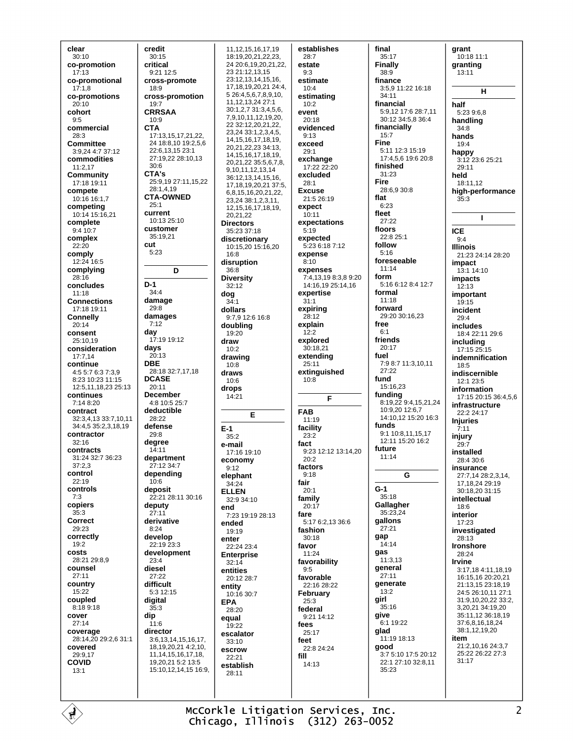**clear**
30:10
**co-promotion**
17:13
**co-promotional**
17:1,8
**co-promotions**
20:10
**cohort**
9:5
**commercial**
28:3
**Committee**
3:9,24 4:7 37:12
**commodities**
11:2,17
**Community**
17:18 19:11
**compete**
10:16 16:1,7
**competing**
10:14 15:16,21
**complete**
9:4 10:7
**complex**
22:20
**comply**
12:24 16:5
**complying**
28:16
**concludes**
11:18
**Connections**
17:18 19:11
**Connelly**
20:14
**consent**
25:10,19
**consideration**
17:7,14
**continue**
4:5 5:7 6:3 7:3,9 8:23 10:23 11:15 12:5,11,18,23 25:13
**continues**
7:14 8:20
**contract**
32:3,4,13 33:7,10,11 34:4,5 35:2,3,18,19
**contractor**
32:16
**contracts**
31:24 32:7 36:23 37:2,3
**control**
22:19
**controls**
7:3
**copiers**
35:3
**Correct**
29:23
**correctly**
19:2
**costs**
28:21 29:8,9
**counsel**
27:11
**country**
15:22
**coupled**
8:18 9:18
**cover**
27:14
**coverage**
28:14,20 29:2,6 31:1
**covered**
29:9,17
**COVID**
13:1

**credit**
30:15
**critical**
9:21 12:5
**cross-promote**
18:9
**cross-promotion**
19:7
**CRRSAA**
10:9
**CTA**
17:13,15,17,21,22, 24 18:8,10 19:2,5,6 22:6,13,15 23:1 27:19,22 28:10,13 30:6
**CTA's**
25:9,19 27:11,15,22 28:1,4,19
**CTA-OWNED**
25:1
**current**
10:13 25:10
**customer**
35:19,21
**cut**
5:23

## D

**D-1**
34:4
**damage**
29:8
**damages**
7:12
**day**
17:19 19:12
**days**
20:13
**DBE**
28:18 32:7,17,18
**DCASE**
20:11
**December**
4:8 10:5 25:7
**deductible**
28:22
**defense**
29:8
**degree**
14:11
**department**
27:12 34:7
**depending**
10:6
**deposit**
22:21 28:11 30:16
**deputy**
27:11
**derivative**
8:24
**develop**
22:19 23:3
**development**
23:4
**diesel**
27:22
**difficult**
5:3 12:15
**digital**
35:3
**dip**
11:6
**director**
3:6,13,14,15,16,17, 18,19,20,21 4:2,10, 11,14,15,16,17,18, 19,20,21 5:2 13:5 15:10,12,14,15 16:9, 11,12,15,16,17,19 18:19,20,21,22,23, 24 20:6,19,20,21,22, 23 21:12,13,15 23:12,13,14,15,16, 17,18,19,20,21 24:4, 5 26:4,5,6,7,8,9,10, 11,12,13,24 27:1 30:1,2,7 31:3,4,5,6, 7,9,10,11,12,19,20, 22 32:12,20,21,22, 23,24 33:1,2,3,4,5, 14,15,16,17,18,19, 20,21,22,23 34:13, 14,15,16,17,18,19, 20,21,22 35:5,6,7,8, 9,10,11,12,13,14 36:12,13,14,15,16, 17,18,19,20,21 37:5, 6,8,15,16,20,21,22, 23,24 38:1,2,3,11, 12,15,16,17,18,19, 20,21,22
**Directors**
35:23 37:18
**discretionary**
10:15,20 15:16,20 16:8
**disruption**
36:8
**Diversity**
32:12
**dog**
34:1
**dollars**
9:7,9 12:6 16:8
**doubling**
19:20
**draw**
10:2
**drawing**
10:8
**draws**
10:6
**drops**
14:21

## E

**E-1**
35:2
**e-mail**
17:16 19:10
**economy**
9:12
**elephant**
34:24
**ELLEN**
32:9 34:10
**end**
7:23 19:19 28:13
**ended**
19:19
**enter**
22:24 23:4
**Enterprise**
32:14
**entities**
20:12 28:7
**entity**
10:16 30:7
**EPA**
28:20
**equal**
19:22
**escalator**
33:10
**escrow**
22:21
**establish**
28:11
**establishes**
28:7
**estate**
9:3
**estimate**
10:4
**estimating**
10:2
**event**
20:18
**evidenced**
9:13
**exceed**
29:1
**exchange**
17:22 22:20
**excluded**
28:1
**Excuse**
21:5 26:19
**expect**
10:11
**expectations**
5:19
**expected**
5:23 6:18 7:12
**expense**
8:10
**expenses**
7:4,13,19 8:3,8 9:20 14:16,19 25:14,16
**expertise**
31:1
**expiring**
28:12
**explain**
12:2
**explored**
30:18,21
**extending**
25:11
**extinguished**
10:8

## F

**FAB**
11:19
**facility**
23:2
**fact**
9:23 12:12 13:14,20 20:2
**factors**
9:18
**fair**
20:1
**family**
20:17
**fare**
5:17 6:2,13 36:6
**fashion**
30:18
**favor**
11:24
**favorability**
9:5
**favorable**
22:16 28:22
**February**
25:3
**federal**
9:21 14:12
**fees**
25:17
**feet**
22:8 24:24
**fill**
14:13

**final**
35:17
**Finally**
38:9
**finance**
3:5,9 11:22 16:18 34:11
**financial**
5:9,12 17:6 28:7,11 30:12 34:5,8 36:4
**financially**
15:7
**Fine**
5:11 12:3 15:19 17:4,5,6 19:6 20:8
**finished**
31:23
**Fire**
28:6,9 30:8
**flat**
6:23
**fleet**
27:22
**floors**
22:8 25:1
**follow**
5:16
**foreseeable**
11:14
**form**
5:16 6:12 8:4 12:7
**formal**
11:18
**forward**
29:20 30:16,23
**free**
6:1
**friends**
20:17
**fuel**
7:9 8:7 11:3,10,11 27:22
**fund**
15:16,23
**funding**
8:19,22 9:4,15,21,24 10:9,20 12:6,7 14:10,12 15:20 16:3
**funds**
9:1 10:8,11,15,17 12:11 15:20 16:2
**future**
11:14

## G

**G-1**
35:18
**Gallagher**
35:23,24
**gallons**
27:21
**gap**
14:14
**gas**
11:3,13
**general**
27:11
**generate**
13:2
**girl**
35:16
**give**
6:1 19:22
**glad**
11:19 18:13
**good**
3:7 5:10 17:5 20:12 22:1 27:10 32:8,11 35:23

**grant**
10:18 11:1
**granting**
13:11

## H

**half**
5:23 9:6,8
**handling**
34:8
**hands**
19:4
**happy**
3:12 23:6 25:21 29:11
**held**
18:11,12
**high-performance**
35:3

## I

**ICE**
9:4
**Illinois**
21:23 24:14 28:20
**impact**
13:1 14:10
**impacts**
12:13
**important**
19:15
**incident**
29:4
**includes**
18:4 22:11 29:6
**including**
17:15 25:15
**indemnification**
18:5
**indiscernible**
12:1 23:5
**information**
17:15 20:15 36:4,5,6
**infrastructure**
22:2 24:17
**Injuries**
7:11
**injury**
29:7
**installed**
28:4 30:6
**insurance**
27:7,14 28:2,3,14, 17,18,24 29:19 30:18,20 31:15
**intellectual**
18:6
**interior**
17:23
**investigated**
28:13
**Ironshore**
28:24
**Irvine**
3:17,18 4:11,18,19 16:15,16 20:20,21 21:13,15 23:18,19 24:5 26:10,11 27:1 31:9,10,20,22 33:2, 3,20,21 34:19,20 35:11,12 36:18,19 37:6,8,16,18,24 38:1,12,19,20
**item**
21:2,10,16 24:3,7 25:22 26:22 27:3 31:17

McCorkle Litigation Services, Inc.
Chicago, Illinois (312) 263-0052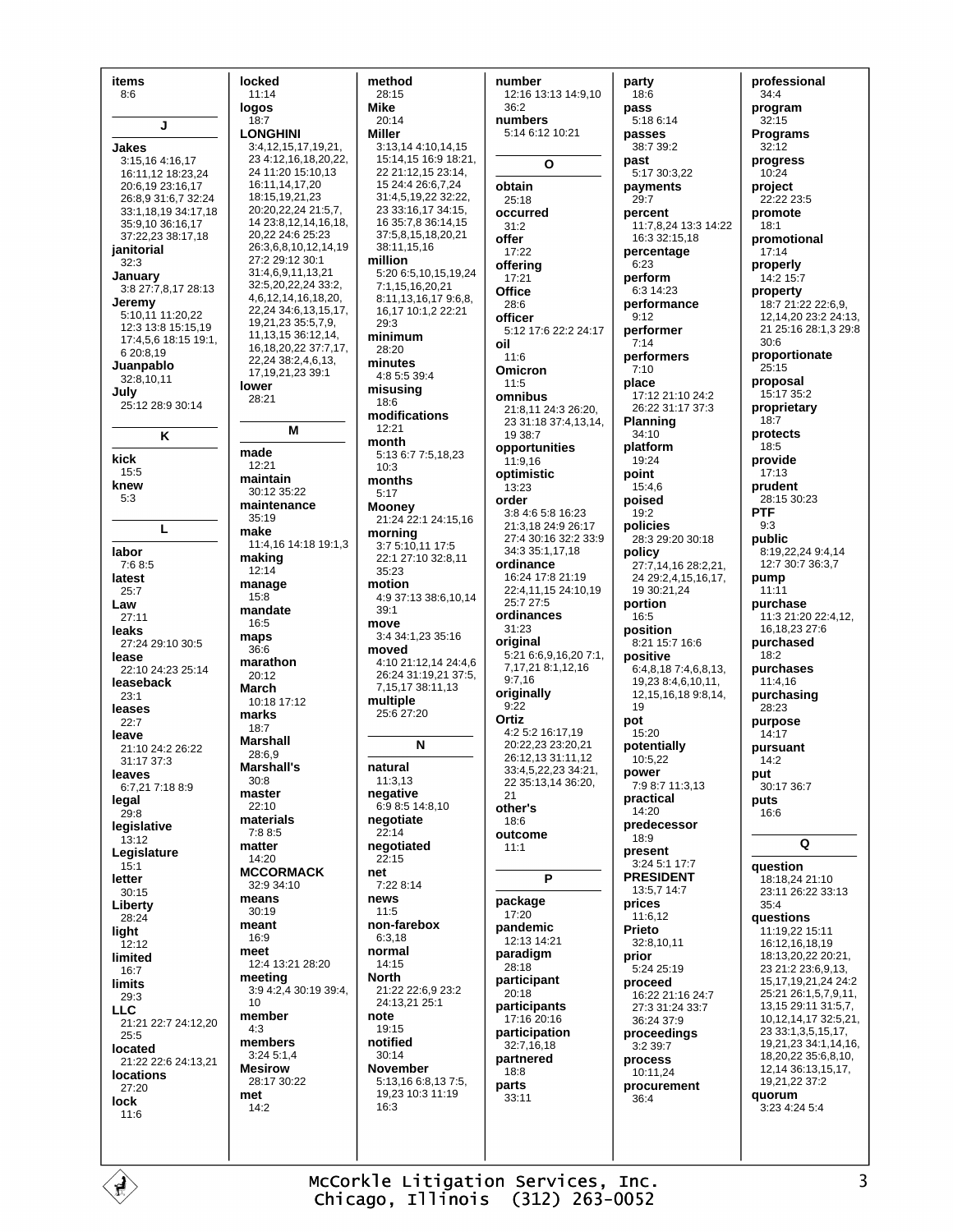**items**
8:6

**J**

**Jakes**
3:15,16 4:16,17 16:11,12 18:23,24 20:6,19 23:16,17 26:8,9 31:6,7 32:24 33:1,18,19 34:17,18 35:9,10 36:16,17 37:22,23 38:17,18

**janitorial**
32:3

**January**
3:8 27:7,8,17 28:13

**Jeremy**
5:10,11 11:20,22 12:3 13:8 15:15,19 17:4,5,6 18:15 19:1, 6 20:8,19

**Juanpablo**
32:8,10,11

**July**
25:12 28:9 30:14

**K**

**kick**
15:5

**knew**
5:3

**L**

**labor**
7:6 8:5

**latest**
25:7

**Law**
27:11

**leaks**
27:24 29:10 30:5

**lease**
22:10 24:23 25:14

**leaseback**
23:1

**leases**
22:7

**leave**
21:10 24:2 26:22 31:17 37:3

**leaves**
6:7,21 7:18 8:9

**legal**
29:8

**legislative**
13:12

**Legislature**
15:1

**letter**
30:15

**Liberty**
28:24

**light**
12:12

**limited**
16:7

**limits**
29:3

**LLC**
21:21 22:7 24:12,20 25:5

**located**
21:22 22:6 24:13,21

**locations**
27:20

**lock**
11:6

**locked**
11:14

**logos**
18:7

**LONGHINI**
3:4,12,15,17,19,21, 23 4:12,16,18,20,22, 24 11:20 15:10,13 16:11,14,17,20 18:15,19,21,23 20:20,22,24 21:5,7, 14 23:8,12,14,16,18, 20,22 24:6 25:23 26:3,6,8,10,12,14,19 27:2 29:12 30:1 31:4,6,9,11,13,21 32:5,20,22,24 33:2, 4,6,12,14,16,18,20, 22,24 34:6,13,15,17, 19,21,23 35:5,7,9, 11,13,15 36:12,14, 16,18,20,22 37:7,17, 22,24 38:2,4,6,13, 17,19,21,23 39:1

**lower**
28:21

**M**

**made**
12:21

**maintain**
30:12 35:22

**maintenance**
35:19

**make**
11:4,16 14:18 19:1,3

**making**
12:14

**manage**
15:8

**mandate**
16:5

**maps**
36:6

**marathon**
20:12

**March**
10:18 17:12

**marks**
18:7

**Marshall**
28:6,9

**Marshall's**
30:8

**master**
22:10

**materials**
7:8 8:5

**matter**
14:20

**MCCORMACK**
32:9 34:10

**means**
30:19

**meant**
16:9

**meet**
12:4 13:21 28:20

**meeting**
3:9 4:2,4 30:19 39:4, 10

**member**
4:3

**members**
3:24 5:1,4

**Mesirow**
28:17 30:22

**met**
14:2

**method**
28:15

**Mike**
20:14

**Miller**
3:13,14 4:10,14,15 15:14,15 16:9 18:21, 22 21:12,15 23:14, 15 24:4 26:6,7,24 31:4,5,19,22 32:22, 23 33:16,17 34:15, 16 35:7,8 36:14,15 37:5,8,15,18,20,21 38:11,15,16

**million**
5:20 6:5,10,15,19,24 7:1,15,16,20,21 8:11,13,16,17 9:6,8, 16,17 10:1,2 22:21 29:3

**minimum**
28:20

**minutes**
4:8 5:5 39:4

**misusing**
18:6

**modifications**
12:21

**month**
5:13 6:7 7:5,18,23 10:3

**months**
5:17

**Mooney**
21:24 22:1 24:15,16

**morning**
3:7 5:10,11 17:5 22:1 27:10 32:8,11 35:23

**motion**
4:9 37:13 38:6,10,14 39:1

**move**
3:4 34:1,23 35:16

**moved**
4:10 21:12,14 24:4,6 26:24 31:19,21 37:5, 7,15,17 38:11,13

**multiple**
25:6 27:20

**N**

**natural**
11:3,13

**negative**
6:9 8:5 14:8,10

**negotiate**
22:14

**negotiated**
22:15

**net**
7:22 8:14

**news**
11:5

**non-farebox**
6:3,18

**normal**
14:15

**North**
21:22 22:6,9 23:2 24:13,21 25:1

**note**
19:15

**notified**
30:14

**November**
5:13,16 6:8,13 7:5, 19,23 10:3 11:19 16:3

**number**
12:16 13:13 14:9,10 36:2

**numbers**
5:14 6:12 10:21

**O**

**obtain**
25:18

**occurred**
31:2

**offer**
17:22

**offering**
17:21

**Office**
28:6

**officer**
5:12 17:6 22:2 24:17

**oil**
11:6

**Omicron**
11:5

**omnibus**
21:8,11 24:3 26:20, 23 31:18 37:4,13,14, 19 38:7

**opportunities**
11:9,16

**optimistic**
13:23

**order**
3:8 4:6 5:8 16:23 21:3,18 24:9 26:17 27:4 30:16 32:2 33:9 34:3 35:1,17,18

**ordinance**
16:24 17:8 21:19 22:4,11,15 24:10,19 25:7 27:5

**ordinances**
31:23

**original**
5:21 6:6,9,16,20 7:1, 7,17,21 8:1,12,16 9:7,16

**originally**
9:22

**Ortiz**
4:2 5:2 16:17,19 20:22,23 23:20,21 26:12,13 31:11,12 33:4,5,22,23 34:21, 22 35:13,14 36:20, 21

**other's**
18:6

**outcome**
11:1

**P**

**package**
17:20

**pandemic**
12:13 14:21

**paradigm**
28:18

**participant**
20:18

**participants**
17:16 20:16

**participation**
32:7,16,18

**partnered**
18:8

**parts**
33:11

**party**
18:6

**pass**
5:18 6:14

**passes**
38:7 39:2

**past**
5:17 30:3,22

**payments**
29:7

**percent**
11:7,8,24 13:3 14:22 16:3 32:15,18

**percentage**
6:23

**perform**
6:3 14:23

**performance**
9:12

**performer**
7:14

**performers**
7:10

**place**
17:12 21:10 24:2 26:22 31:17 37:3

**Planning**
34:10

**platform**
19:24

**point**
15:4,6

**poised**
19:2

**policies**
28:3 29:20 30:18

**policy**
27:7,14,16 28:2,21, 24 29:2,4,15,16,17, 19 30:21,24

**portion**
16:5

**position**
8:21 15:7 16:6

**positive**
6:4,8,18 7:4,6,8,13, 19,23 8:4,6,10,11, 12,15,16,18 9:8,14, 19

**pot**
15:20

**potentially**
10:5,22

**power**
7:9 8:7 11:3,13

**practical**
14:20

**predecessor**
18:9

**present**
3:24 5:1 17:7

**PRESIDENT**
13:5,7 14:7

**prices**
11:6,12

**Prieto**
32:8,10,11

**prior**
5:24 25:19

**proceed**
16:22 21:16 24:7 27:3 31:24 33:7 36:24 37:9

**proceedings**
3:2 39:7

**process**
10:11,24

**procurement**
36:4

**professional**
34:4

**program**
32:15

**Programs**
32:12

**progress**
10:24

**project**
22:22 23:5

**promote**
18:1

**promotional**
17:14

**properly**
14:2 15:7

**property**
18:7 21:22 22:6,9, 12,14,20 23:2 24:13, 21 25:16 28:1,3 29:8 30:6

**proportionate**
25:15

**proposal**
15:17 35:2

**proprietary**
18:7

**protects**
18:5

**provide**
17:13

**prudent**
28:15 30:23

**PTF**
9:3

**public**
8:19,22,24 9:4,14 12:7 30:7 36:3,7

**pump**
11:11

**purchase**
11:3 21:20 22:4,12, 16,18,23 27:6

**purchased**
18:2

**purchases**
11:4,16

**purchasing**
28:23

**purpose**
14:17

**pursuant**
14:2

**put**
30:17 36:7

**puts**
16:6

**Q**

**question**
18:18,24 21:10 23:11 26:22 33:13 35:4

**questions**
11:19,22 15:11 16:12,16,18,19 18:13,20,22 20:21, 23 21:2 23:6,9,13, 15,17,19,21,24 24:2 25:21 26:1,5,7,9,11, 13,15 29:11 31:5,7, 10,12,14,17 32:5,21, 23 33:1,3,5,15,17, 19,21,23 34:1,14,16, 18,20,22 35:6,8,10, 12,14 36:13,15,17, 19,21,22 37:2

**quorum**
3:23 4:24 5:4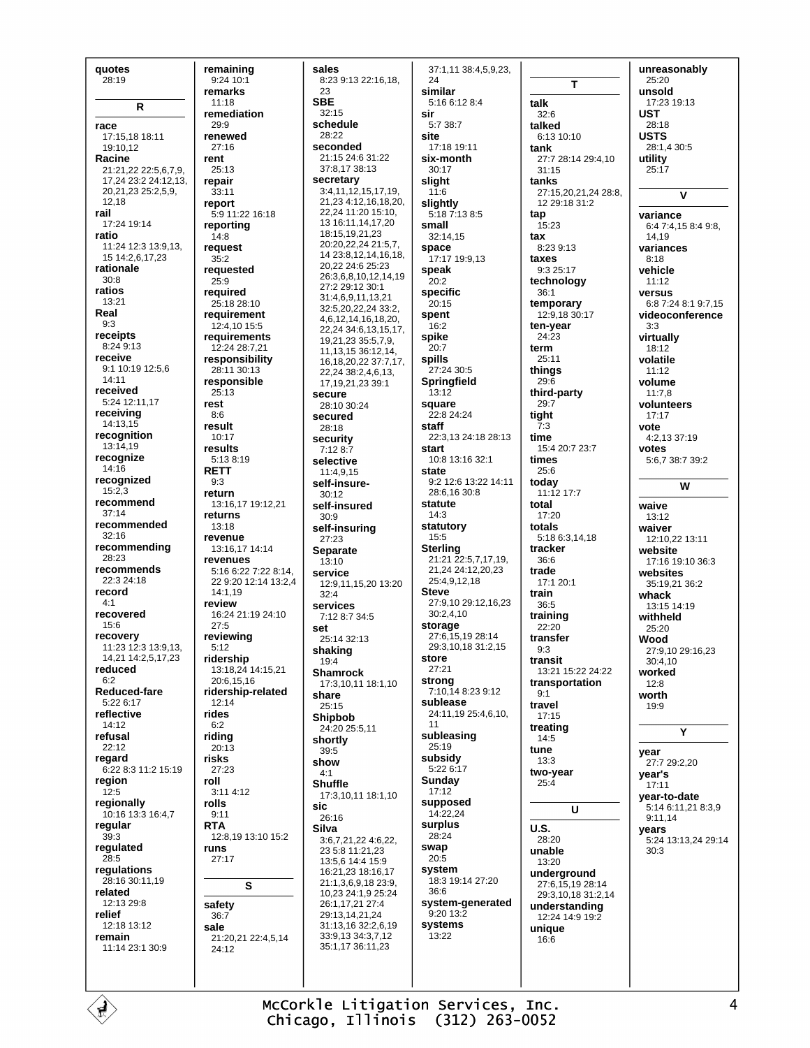**quotes**
28:19

## R

**race**
17:15,18 18:11 19:10,12

**Racine**
21:21,22 22:5,6,7,9, 17,24 23:2 24:12,13, 20,21,23 25:2,5,9, 12,18

**rail**
17:24 19:14

**ratio**
11:24 12:3 13:9,13, 15 14:2,6,17,23

**rationale**
30:8

**ratios**
13:21

**Real**
9:3

**receipts**
8:24 9:13

**receive**
9:1 10:19 12:5,6 14:11

**received**
5:24 12:11,17

**receiving**
14:13,15

**recognition**
13:14,19

**recognize**
14:16

**recognized**
15:2,3

**recommend**
37:14

**recommended**
32:16

**recommending**
28:23

**recommends**
22:3 24:18

**record**
4:1

**recovered**
15:6

**recovery**
11:23 12:3 13:9,13, 14,21 14:2,5,17,23

**reduced**
6:2

**Reduced-fare**
5:22 6:17

**reflective**
14:12

**refusal**
22:12

**regard**
6:22 8:3 11:2 15:19

**region**
12:5

**regionally**
10:16 13:3 16:4,7

**regular**
39:3

**regulated**
28:5

**regulations**
28:16 30:11,19

**related**
12:13 29:8

**relief**
12:18 13:12

**remain**
11:14 23:1 30:9

**remaining**
9:24 10:1

**remarks**
11:18

**remediation**
29:9

**renewed**
27:16

**rent**
25:13

**repair**
33:11

**report**
5:9 11:22 16:18

**reporting**
14:8

**request**
35:2

**requested**
25:9

**required**
25:18 28:10

**requirement**
12:4,10 15:5

**requirements**
12:24 28:7,21

**responsibility**
28:11 30:13

**responsible**
25:13

**rest**
8:6

**result**
10:17

**results**
5:13 8:19

**RETT**
9:3

**return**
13:16,17 19:12,21

**returns**
13:18

**revenue**
13:16,17 14:14

**revenues**
5:16 6:22 7:22 8:14, 22 9:20 12:14 13:2,4 14:1,19

**review**
16:24 21:19 24:10 27:5

**reviewing**
5:12

**ridership**
13:18,24 14:15,21 20:6,15,16

**ridership-related**
12:14

**rides**
6:2

**riding**
20:13

**risks**
27:23

**roll**
3:11 4:12

**rolls**
9:11

**RTA**
12:8,19 13:10 15:2

**runs**
27:17

## S

**safety**
36:7

**sale**
21:20,21 22:4,5,14 24:12

**sales**
8:23 9:13 22:16,18, 23

**SBE**
32:15

**schedule**
28:22

**seconded**
21:15 24:6 31:22 37:8,17 38:13

**secretary**
3:4,11,12,15,17,19, 21,23 4:12,16,18,20, 22,24 11:20 15:10, 13 16:11,14,17,20 18:15,19,21,23 20:20,22,24 21:5,7, 14 23:8,12,14,16,18, 20,22 24:6 25:23 26:3,6,8,10,12,14,19 27:2 29:12 30:1 31:4,6,9,11,13,21 32:5,20,22,24 33:2, 4,6,12,14,16,18,20, 22,24 34:6,13,15,17, 19,21,23 35:5,7,9, 11,13,15 36:12,14, 16,18,20,22 37:7,17, 22,24 38:2,4,6,13, 17,19,21,23 39:1

**secure**
28:10 30:24

**secured**
28:18

**security**
7:12 8:7

**selective**
11:4,9,15

**self-insure-**
30:12

**self-insured**
30:9

**self-insuring**
27:23

**Separate**
13:10

**service**
12:9,11,15,20 13:20 32:4

**services**
7:12 8:7 34:5

**set**
25:14 32:13

**shaking**
19:4

**Shamrock**
17:3,10,11 18:1,10

**share**
25:15

**Shipbob**
24:20 25:5,11

**shortly**
39:5

**show**
4:1

**Shuffle**
17:3,10,11 18:1,10

**sic**
26:16

**Silva**
3:6,7,21,22 4:6,22, 23 5:8 11:21,23 13:5,6 14:4 15:9 16:21,23 18:16,17 21:1,3,6,9,18 23:9, 10,23 24:1,9 25:24 26:1,17,21 27:4 29:13,14,21,24 31:13,16 32:2,6,19 33:9,13 34:3,7,12 35:1,17 36:11,23 37:1,11 38:4,5,9,23, 24

**similar**
5:16 6:12 8:4

**sir**
5:7 38:7

**site**
17:18 19:11

**six-month**
30:17

**slight**
11:6

**slightly**
5:18 7:13 8:5

**small**
32:14,15

**space**
17:17 19:9,13

**speak**
20:2

**specific**
20:15

**spent**
16:2

**spike**
20:7

**spills**
27:24 30:5

**Springfield**
13:12

**square**
22:8 24:24

**staff**
22:3,13 24:18 28:13

**start**
10:8 13:16 32:1

**state**
9:2 12:6 13:22 14:11 28:6,16 30:8

**statute**
14:3

**statutory**
15:5

**Sterling**
21:21 22:5,7,17,19, 21,24 24:12,20,23 25:4,9,12,18

**Steve**
27:9,10 29:12,16,23 30:2,4,10

**storage**
27:6,15,19 28:14 29:3,10,18 31:2,15

**store**
27:21

**strong**
7:10,14 8:23 9:12

**sublease**
24:11,19 25:4,6,10, 11

**subleasing**
25:19

**subsidy**
5:22 6:17

**Sunday**
17:12

**supposed**
14:22,24

**surplus**
28:24

**swap**
20:5

**system**
18:3 19:14 27:20 36:6

**system-generated**
9:20 13:2

**systems**
13:22

## T

**talk**
32:6

**talked**
6:13 10:10

**tank**
27:7 28:14 29:4,10 31:15

**tanks**
27:15,20,21,24 28:8, 12 29:18 31:2

**tap**
15:23

**tax**
8:23 9:13

**taxes**
9:3 25:17

**technology**
36:1

**temporary**
12:9,18 30:17

**ten-year**
24:23

**term**
25:11

**things**
29:6

**third-party**
29:7

**tight**
7:3

**time**
15:4 20:7 23:7

**times**
25:6

**today**
11:12 17:7

**total**
17:20

**totals**
5:18 6:3,14,18

**tracker**
36:6

**trade**
17:1 20:1

**train**
36:5

**training**
22:20

**transfer**
9:3

**transit**
13:21 15:22 24:22

**transportation**
9:1

**travel**
17:15

**treating**
14:5

**tune**
13:3

**two-year**
25:4

## U

**U.S.**
28:20

**unable**
13:20

**underground**
27:6,15,19 28:14 29:3,10,18 31:2,14

**understanding**
12:24 14:9 19:2

**unique**
16:6

**unreasonably**
25:20

**unsold**
17:23 19:13

**UST**
28:18

**USTS**
28:1,4 30:5

**utility**
25:17

## V

**variance**
6:4 7:4,15 8:4 9:8, 14,19

**variances**
8:18

**vehicle**
11:12

**versus**
6:8 7:24 8:1 9:7,15

**videoconference**
3:3

**virtually**
18:12

**volatile**
11:12

**volume**
11:7,8

**volunteers**
17:17

**vote**
4:2,13 37:19

**votes**
5:6,7 38:7 39:2

## W

**waive**
13:12

**waiver**
12:10,22 13:11

**website**
17:16 19:10 36:3

**websites**
35:19,21 36:2

**whack**
13:15 14:19

**withheld**
25:20

**Wood**
27:9,10 29:16,23 30:4,10

**worked**
12:8

**worth**
19:9

## Y

**year**
27:7 29:2,20

**year's**
17:11

**year-to-date**
5:14 6:11,21 8:3,9 9:11,14

**years**
5:24 13:13,24 29:14 30:3

McCorkle Litigation Services, Inc.
Chicago, Illinois (312) 263-0052